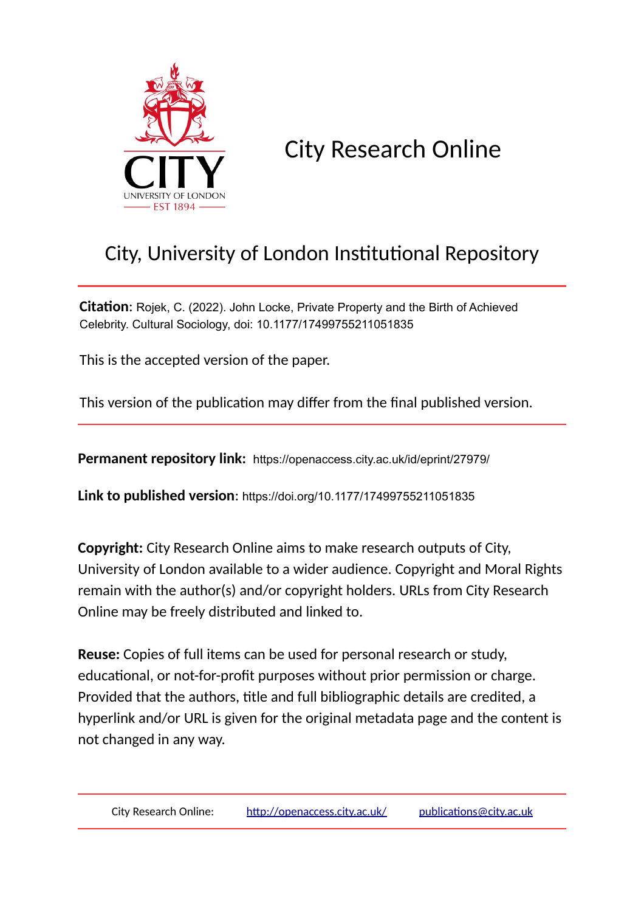City Research Online

# City, University of London Institutional Repository

**Citation**: Rojek, C. (2022). John Locke, Private Property and the Birth of Achieved Celebrity. Cultural Sociology, doi: 10.1177/17499755211051835

This is the accepted version of the paper.

This version of the publication may differ from the final published version.

**Permanent repository link:** https://openaccess.city.ac.uk/id/eprint/27979/

**Link to published version**: https://doi.org/10.1177/17499755211051835

**Copyright:** City Research Online aims to make research outputs of City, University of London available to a wider audience. Copyright and Moral Rights remain with the author(s) and/or copyright holders. URLs from City Research Online may be freely distributed and linked to.

**Reuse:** Copies of full items can be used for personal research or study, educational, or not-for-profit purposes without prior permission or charge. Provided that the authors, title and full bibliographic details are credited, a hyperlink and/or URL is given for the original metadata page and the content is not changed in any way.

City Research Online: http://openaccess.city.ac.uk/ publications@city.ac.uk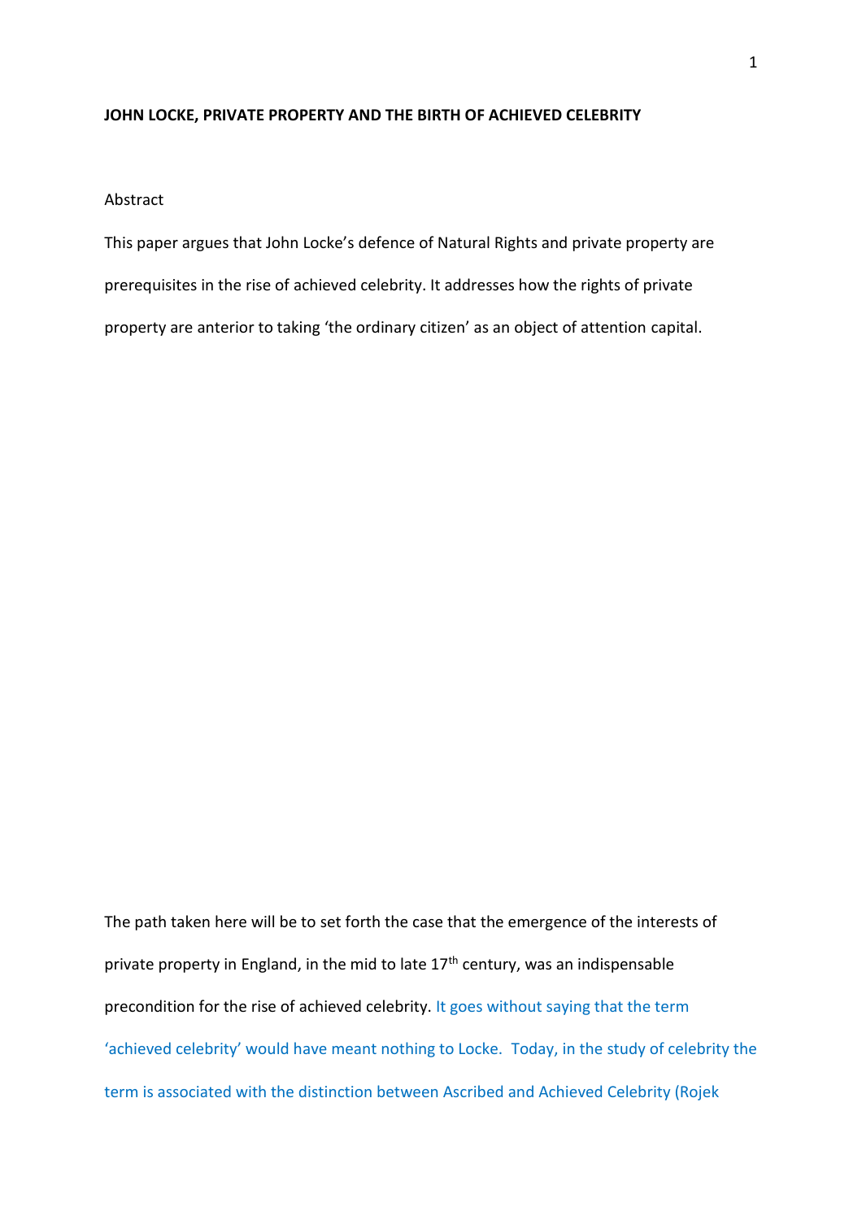**JOHN LOCKE, PRIVATE PROPERTY AND THE BIRTH OF ACHIEVED CELEBRITY**

Abstract

This paper argues that John Locke's defence of Natural Rights and private property are prerequisites in the rise of achieved celebrity. It addresses how the rights of private property are anterior to taking 'the ordinary citizen' as an object of attention capital.

The path taken here will be to set forth the case that the emergence of the interests of private property in England, in the mid to late 17th century, was an indispensable precondition for the rise of achieved celebrity. It goes without saying that the term 'achieved celebrity' would have meant nothing to Locke. Today, in the study of celebrity the term is associated with the distinction between Ascribed and Achieved Celebrity (Rojek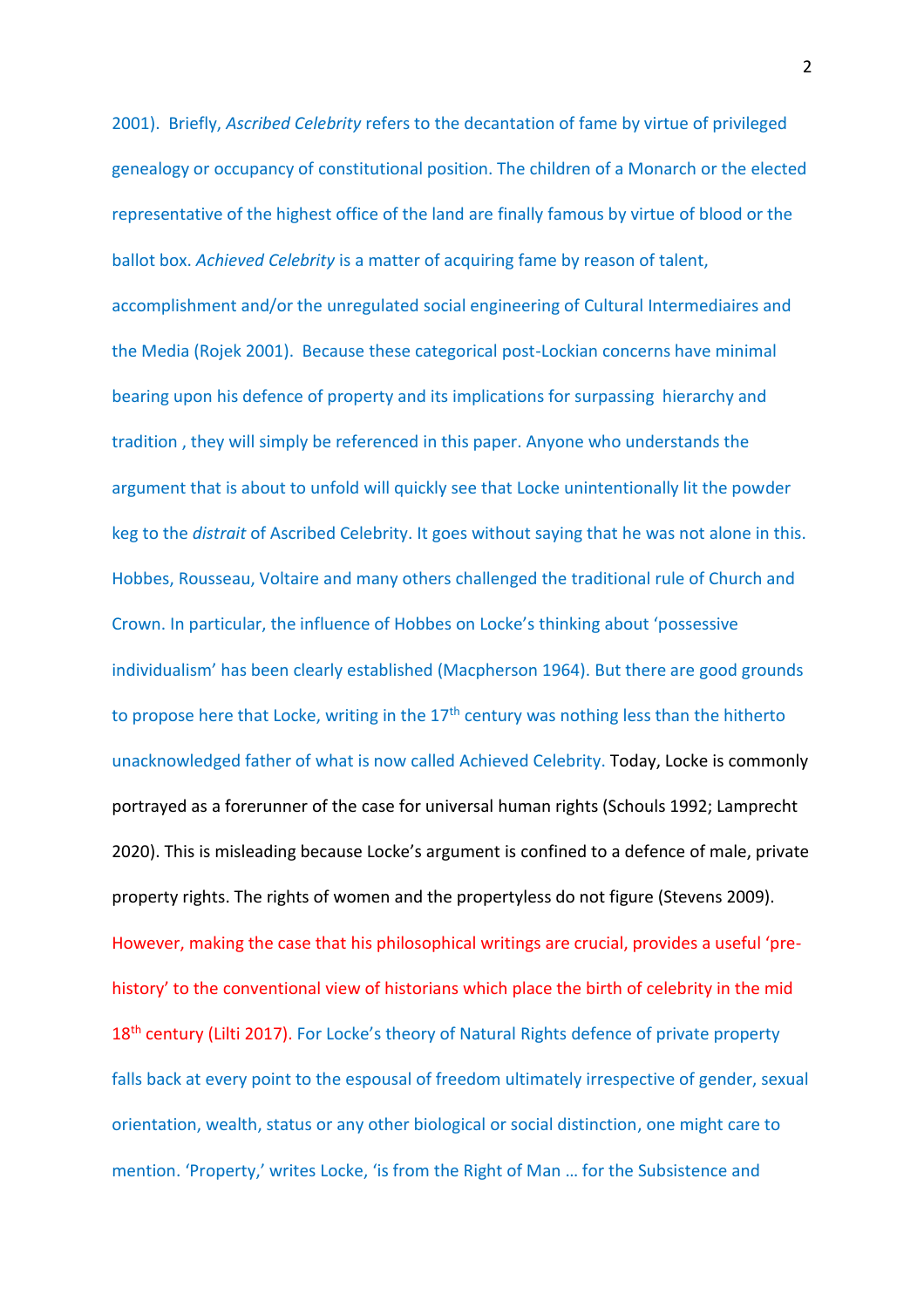2001). Briefly, *Ascribed Celebrity* refers to the decantation of fame by virtue of privileged genealogy or occupancy of constitutional position. The children of a Monarch or the elected representative of the highest office of the land are finally famous by virtue of blood or the ballot box. *Achieved Celebrity* is a matter of acquiring fame by reason of talent, accomplishment and/or the unregulated social engineering of Cultural Intermediaires and the Media (Rojek 2001). Because these categorical post-Lockian concerns have minimal bearing upon his defence of property and its implications for surpassing hierarchy and tradition , they will simply be referenced in this paper. Anyone who understands the argument that is about to unfold will quickly see that Locke unintentionally lit the powder keg to the *distrait* of Ascribed Celebrity. It goes without saying that he was not alone in this. Hobbes, Rousseau, Voltaire and many others challenged the traditional rule of Church and Crown. In particular, the influence of Hobbes on Locke's thinking about 'possessive individualism' has been clearly established (Macpherson 1964). But there are good grounds to propose here that Locke, writing in the 17th century was nothing less than the hitherto unacknowledged father of what is now called Achieved Celebrity. Today, Locke is commonly portrayed as a forerunner of the case for universal human rights (Schouls 1992; Lamprecht 2020). This is misleading because Locke's argument is confined to a defence of male, private property rights. The rights of women and the propertyless do not figure (Stevens 2009). However, making the case that his philosophical writings are crucial, provides a useful 'pre-history' to the conventional view of historians which place the birth of celebrity in the mid 18th century (Lilti 2017). For Locke's theory of Natural Rights defence of private property falls back at every point to the espousal of freedom ultimately irrespective of gender, sexual orientation, wealth, status or any other biological or social distinction, one might care to mention. 'Property,' writes Locke, 'is from the Right of Man … for the Subsistence and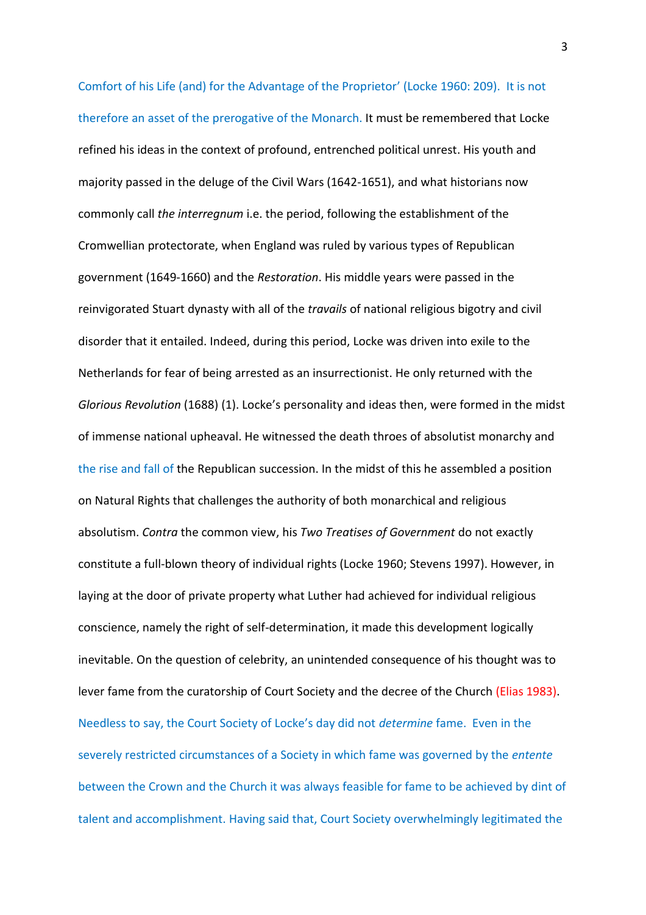Comfort of his Life (and) for the Advantage of the Proprietor' (Locke 1960: 209). It is not therefore an asset of the prerogative of the Monarch. It must be remembered that Locke refined his ideas in the context of profound, entrenched political unrest. His youth and majority passed in the deluge of the Civil Wars (1642-1651), and what historians now commonly call *the interregnum* i.e. the period, following the establishment of the Cromwellian protectorate, when England was ruled by various types of Republican government (1649-1660) and the *Restoration*. His middle years were passed in the reinvigorated Stuart dynasty with all of the *travails* of national religious bigotry and civil disorder that it entailed. Indeed, during this period, Locke was driven into exile to the Netherlands for fear of being arrested as an insurrectionist. He only returned with the *Glorious Revolution* (1688) (1). Locke's personality and ideas then, were formed in the midst of immense national upheaval. He witnessed the death throes of absolutist monarchy and the rise and fall of the Republican succession. In the midst of this he assembled a position on Natural Rights that challenges the authority of both monarchical and religious absolutism. *Contra* the common view, his *Two Treatises of Government* do not exactly constitute a full-blown theory of individual rights (Locke 1960; Stevens 1997). However, in laying at the door of private property what Luther had achieved for individual religious conscience, namely the right of self-determination, it made this development logically inevitable. On the question of celebrity, an unintended consequence of his thought was to lever fame from the curatorship of Court Society and the decree of the Church (Elias 1983). Needless to say, the Court Society of Locke's day did not *determine* fame. Even in the severely restricted circumstances of a Society in which fame was governed by the *entente* between the Crown and the Church it was always feasible for fame to be achieved by dint of talent and accomplishment. Having said that, Court Society overwhelmingly legitimated the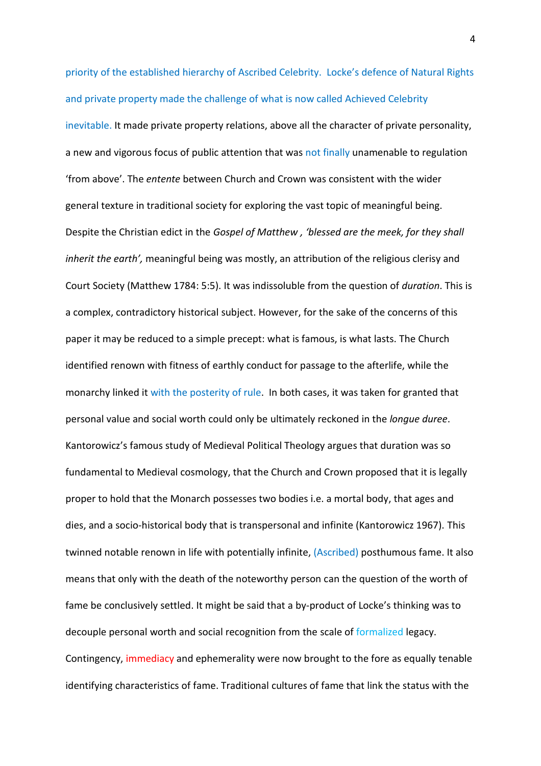priority of the established hierarchy of Ascribed Celebrity. Locke's defence of Natural Rights and private property made the challenge of what is now called Achieved Celebrity inevitable. It made private property relations, above all the character of private personality, a new and vigorous focus of public attention that was not finally unamenable to regulation 'from above'. The *entente* between Church and Crown was consistent with the wider general texture in traditional society for exploring the vast topic of meaningful being. Despite the Christian edict in the *Gospel of Matthew , 'blessed are the meek, for they shall inherit the earth',* meaningful being was mostly, an attribution of the religious clerisy and Court Society (Matthew 1784: 5:5). It was indissoluble from the question of *duration*. This is a complex, contradictory historical subject. However, for the sake of the concerns of this paper it may be reduced to a simple precept: what is famous, is what lasts. The Church identified renown with fitness of earthly conduct for passage to the afterlife, while the monarchy linked it with the posterity of rule. In both cases, it was taken for granted that personal value and social worth could only be ultimately reckoned in the *longue duree*. Kantorowicz's famous study of Medieval Political Theology argues that duration was so fundamental to Medieval cosmology, that the Church and Crown proposed that it is legally proper to hold that the Monarch possesses two bodies i.e. a mortal body, that ages and dies, and a socio-historical body that is transpersonal and infinite (Kantorowicz 1967). This twinned notable renown in life with potentially infinite, (Ascribed) posthumous fame. It also means that only with the death of the noteworthy person can the question of the worth of fame be conclusively settled. It might be said that a by-product of Locke's thinking was to decouple personal worth and social recognition from the scale of formalized legacy. Contingency, immediacy and ephemerality were now brought to the fore as equally tenable identifying characteristics of fame. Traditional cultures of fame that link the status with the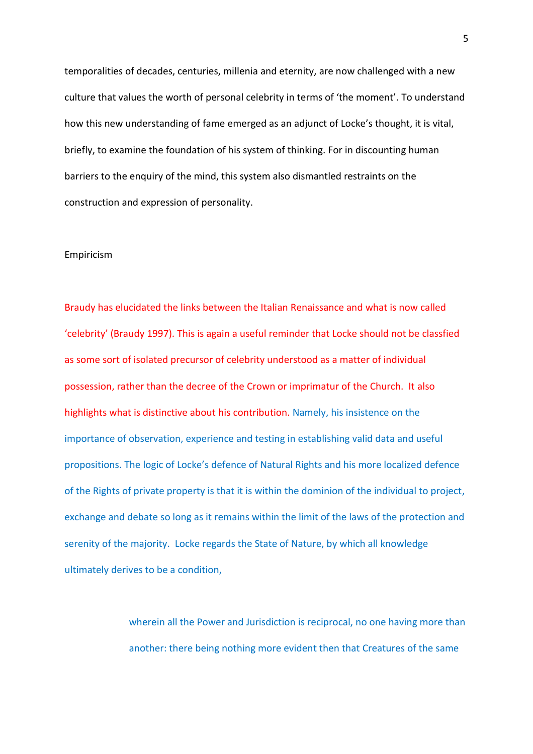temporalities of decades, centuries, millenia and eternity, are now challenged with a new culture that values the worth of personal celebrity in terms of 'the moment'. To understand how this new understanding of fame emerged as an adjunct of Locke's thought, it is vital, briefly, to examine the foundation of his system of thinking. For in discounting human barriers to the enquiry of the mind, this system also dismantled restraints on the construction and expression of personality.

## Empiricism

Braudy has elucidated the links between the Italian Renaissance and what is now called 'celebrity' (Braudy 1997). This is again a useful reminder that Locke should not be classfied as some sort of isolated precursor of celebrity understood as a matter of individual possession, rather than the decree of the Crown or imprimatur of the Church. It also highlights what is distinctive about his contribution. Namely, his insistence on the importance of observation, experience and testing in establishing valid data and useful propositions. The logic of Locke's defence of Natural Rights and his more localized defence of the Rights of private property is that it is within the dominion of the individual to project, exchange and debate so long as it remains within the limit of the laws of the protection and serenity of the majority. Locke regards the State of Nature, by which all knowledge ultimately derives to be a condition,

> wherein all the Power and Jurisdiction is reciprocal, no one having more than another: there being nothing more evident then that Creatures of the same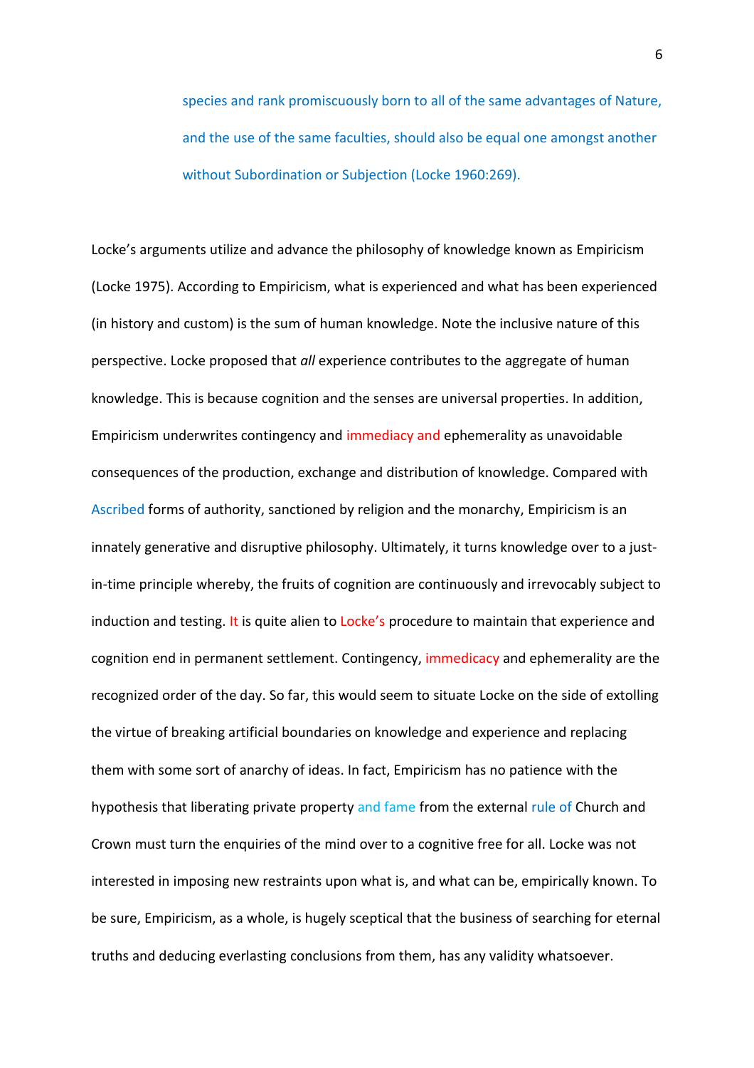> species and rank promiscuously born to all of the same advantages of Nature, and the use of the same faculties, should also be equal one amongst another without Subordination or Subjection (Locke 1960:269).

Locke's arguments utilize and advance the philosophy of knowledge known as Empiricism (Locke 1975). According to Empiricism, what is experienced and what has been experienced (in history and custom) is the sum of human knowledge. Note the inclusive nature of this perspective. Locke proposed that *all* experience contributes to the aggregate of human knowledge. This is because cognition and the senses are universal properties. In addition, Empiricism underwrites contingency and immediacy and ephemerality as unavoidable consequences of the production, exchange and distribution of knowledge. Compared with Ascribed forms of authority, sanctioned by religion and the monarchy, Empiricism is an innately generative and disruptive philosophy. Ultimately, it turns knowledge over to a just-in-time principle whereby, the fruits of cognition are continuously and irrevocably subject to induction and testing. It is quite alien to Locke's procedure to maintain that experience and cognition end in permanent settlement. Contingency, immediacy and ephemerality are the recognized order of the day. So far, this would seem to situate Locke on the side of extolling the virtue of breaking artificial boundaries on knowledge and experience and replacing them with some sort of anarchy of ideas. In fact, Empiricism has no patience with the hypothesis that liberating private property and fame from the external rule of Church and Crown must turn the enquiries of the mind over to a cognitive free for all. Locke was not interested in imposing new restraints upon what is, and what can be, empirically known. To be sure, Empiricism, as a whole, is hugely sceptical that the business of searching for eternal truths and deducing everlasting conclusions from them, has any validity whatsoever.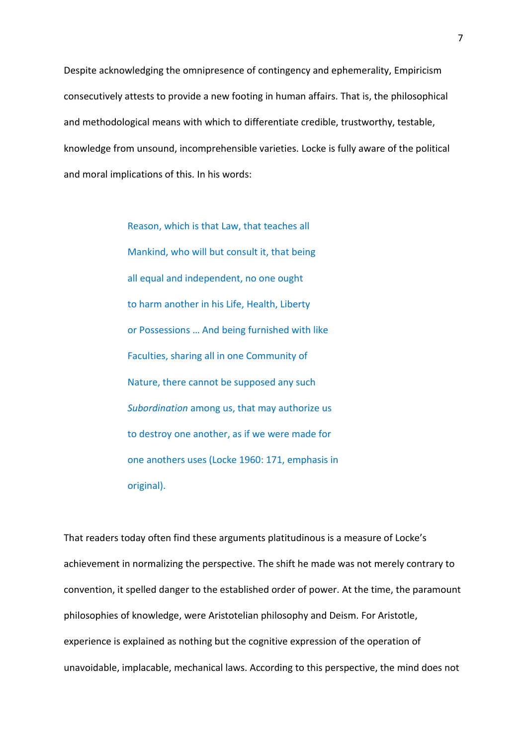Despite acknowledging the omnipresence of contingency and ephemerality, Empiricism consecutively attests to provide a new footing in human affairs. That is, the philosophical and methodological means with which to differentiate credible, trustworthy, testable, knowledge from unsound, incomprehensible varieties. Locke is fully aware of the political and moral implications of this. In his words:

> Reason, which is that Law, that teaches all Mankind, who will but consult it, that being all equal and independent, no one ought to harm another in his Life, Health, Liberty or Possessions … And being furnished with like Faculties, sharing all in one Community of Nature, there cannot be supposed any such *Subordination* among us, that may authorize us to destroy one another, as if we were made for one anothers uses (Locke 1960: 171, emphasis in original).

That readers today often find these arguments platitudinous is a measure of Locke's achievement in normalizing the perspective. The shift he made was not merely contrary to convention, it spelled danger to the established order of power. At the time, the paramount philosophies of knowledge, were Aristotelian philosophy and Deism. For Aristotle, experience is explained as nothing but the cognitive expression of the operation of unavoidable, implacable, mechanical laws. According to this perspective, the mind does not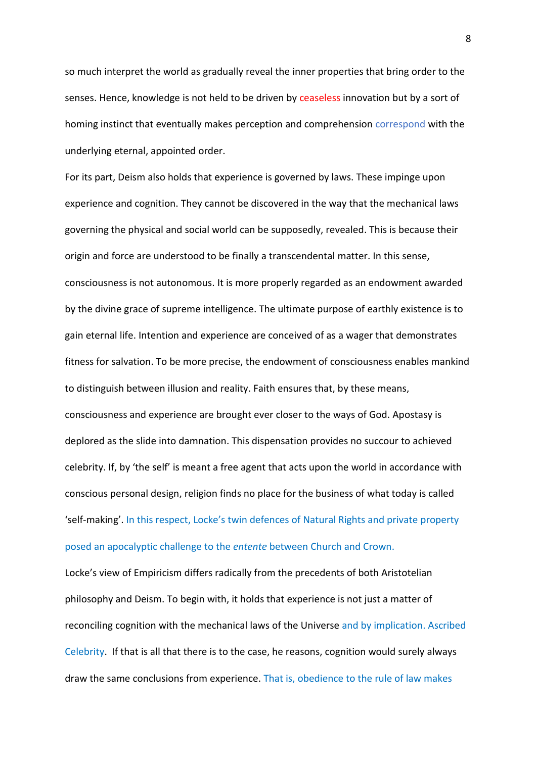so much interpret the world as gradually reveal the inner properties that bring order to the senses. Hence, knowledge is not held to be driven by ceaseless innovation but by a sort of homing instinct that eventually makes perception and comprehension correspond with the underlying eternal, appointed order.

For its part, Deism also holds that experience is governed by laws. These impinge upon experience and cognition. They cannot be discovered in the way that the mechanical laws governing the physical and social world can be supposedly, revealed. This is because their origin and force are understood to be finally a transcendental matter. In this sense, consciousness is not autonomous. It is more properly regarded as an endowment awarded by the divine grace of supreme intelligence. The ultimate purpose of earthly existence is to gain eternal life. Intention and experience are conceived of as a wager that demonstrates fitness for salvation. To be more precise, the endowment of consciousness enables mankind to distinguish between illusion and reality. Faith ensures that, by these means, consciousness and experience are brought ever closer to the ways of God. Apostasy is deplored as the slide into damnation. This dispensation provides no succour to achieved celebrity. If, by 'the self' is meant a free agent that acts upon the world in accordance with conscious personal design, religion finds no place for the business of what today is called 'self-making'. In this respect, Locke's twin defences of Natural Rights and private property posed an apocalyptic challenge to the *entente* between Church and Crown.

Locke's view of Empiricism differs radically from the precedents of both Aristotelian philosophy and Deism. To begin with, it holds that experience is not just a matter of reconciling cognition with the mechanical laws of the Universe and by implication. Ascribed Celebrity. If that is all that there is to the case, he reasons, cognition would surely always draw the same conclusions from experience. That is, obedience to the rule of law makes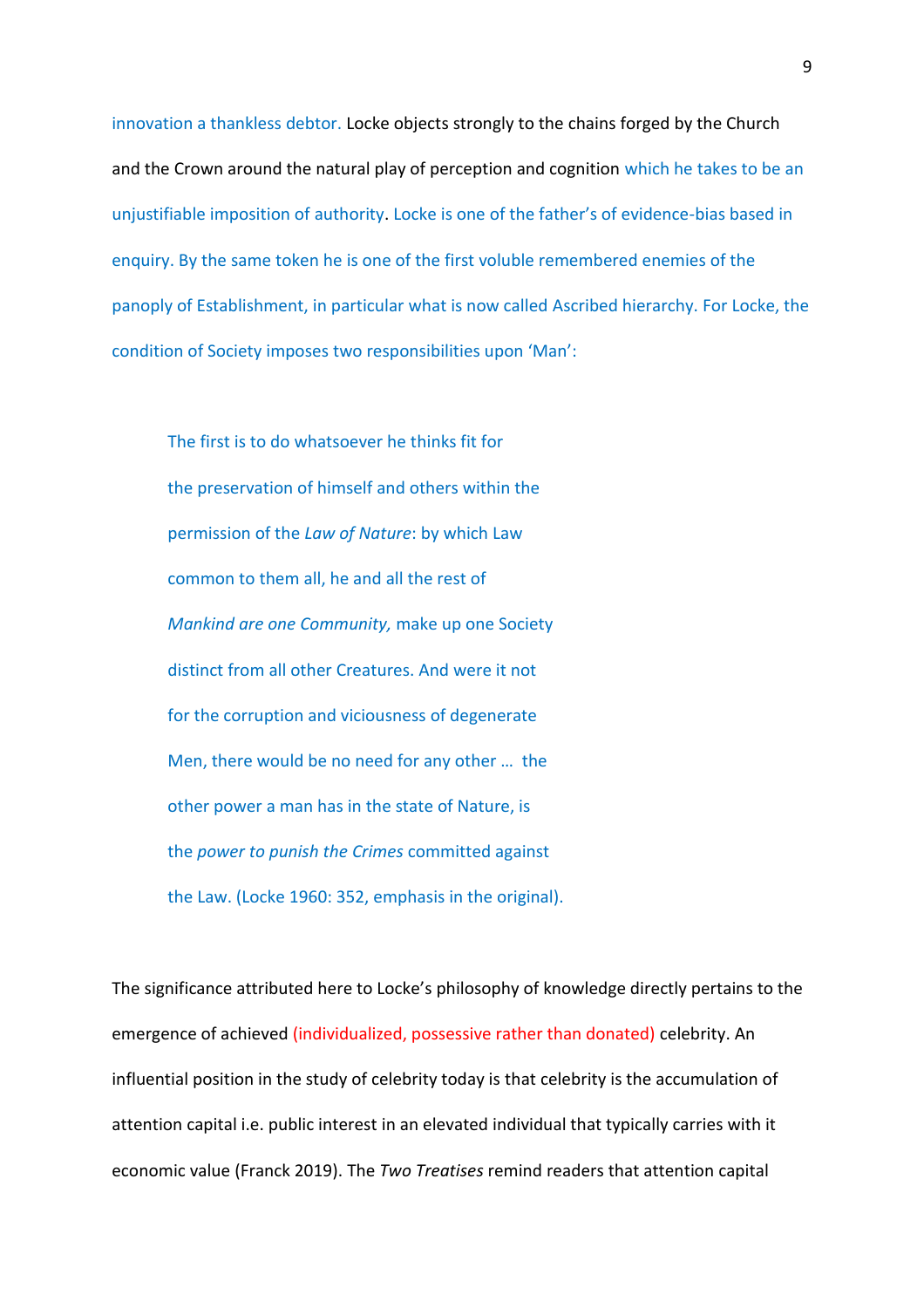innovation a thankless debtor. Locke objects strongly to the chains forged by the Church and the Crown around the natural play of perception and cognition which he takes to be an unjustifiable imposition of authority. Locke is one of the father's of evidence-bias based in enquiry. By the same token he is one of the first voluble remembered enemies of the panoply of Establishment, in particular what is now called Ascribed hierarchy. For Locke, the condition of Society imposes two responsibilities upon 'Man':

> The first is to do whatsoever he thinks fit for the preservation of himself and others within the permission of the *Law of Nature*: by which Law common to them all, he and all the rest of *Mankind are one Community,* make up one Society distinct from all other Creatures. And were it not for the corruption and viciousness of degenerate Men, there would be no need for any other … the other power a man has in the state of Nature, is the *power to punish the Crimes* committed against the Law. (Locke 1960: 352, emphasis in the original).

The significance attributed here to Locke's philosophy of knowledge directly pertains to the emergence of achieved (individualized, possessive rather than donated) celebrity. An influential position in the study of celebrity today is that celebrity is the accumulation of attention capital i.e. public interest in an elevated individual that typically carries with it economic value (Franck 2019). The *Two Treatises* remind readers that attention capital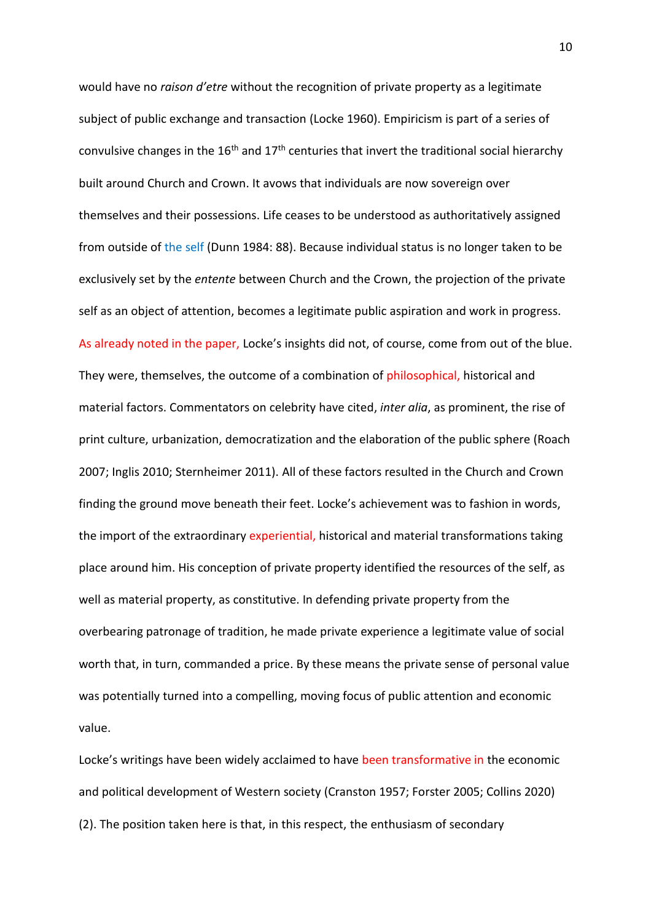would have no *raison d'etre* without the recognition of private property as a legitimate subject of public exchange and transaction (Locke 1960). Empiricism is part of a series of convulsive changes in the 16th and 17th centuries that invert the traditional social hierarchy built around Church and Crown. It avows that individuals are now sovereign over themselves and their possessions. Life ceases to be understood as authoritatively assigned from outside of the self (Dunn 1984: 88). Because individual status is no longer taken to be exclusively set by the *entente* between Church and the Crown, the projection of the private self as an object of attention, becomes a legitimate public aspiration and work in progress. As already noted in the paper, Locke's insights did not, of course, come from out of the blue. They were, themselves, the outcome of a combination of philosophical, historical and material factors. Commentators on celebrity have cited, *inter alia*, as prominent, the rise of print culture, urbanization, democratization and the elaboration of the public sphere (Roach 2007; Inglis 2010; Sternheimer 2011). All of these factors resulted in the Church and Crown finding the ground move beneath their feet. Locke's achievement was to fashion in words, the import of the extraordinary experiential, historical and material transformations taking place around him. His conception of private property identified the resources of the self, as well as material property, as constitutive. In defending private property from the overbearing patronage of tradition, he made private experience a legitimate value of social worth that, in turn, commanded a price. By these means the private sense of personal value was potentially turned into a compelling, moving focus of public attention and economic value.

Locke's writings have been widely acclaimed to have been transformative in the economic and political development of Western society (Cranston 1957; Forster 2005; Collins 2020) (2). The position taken here is that, in this respect, the enthusiasm of secondary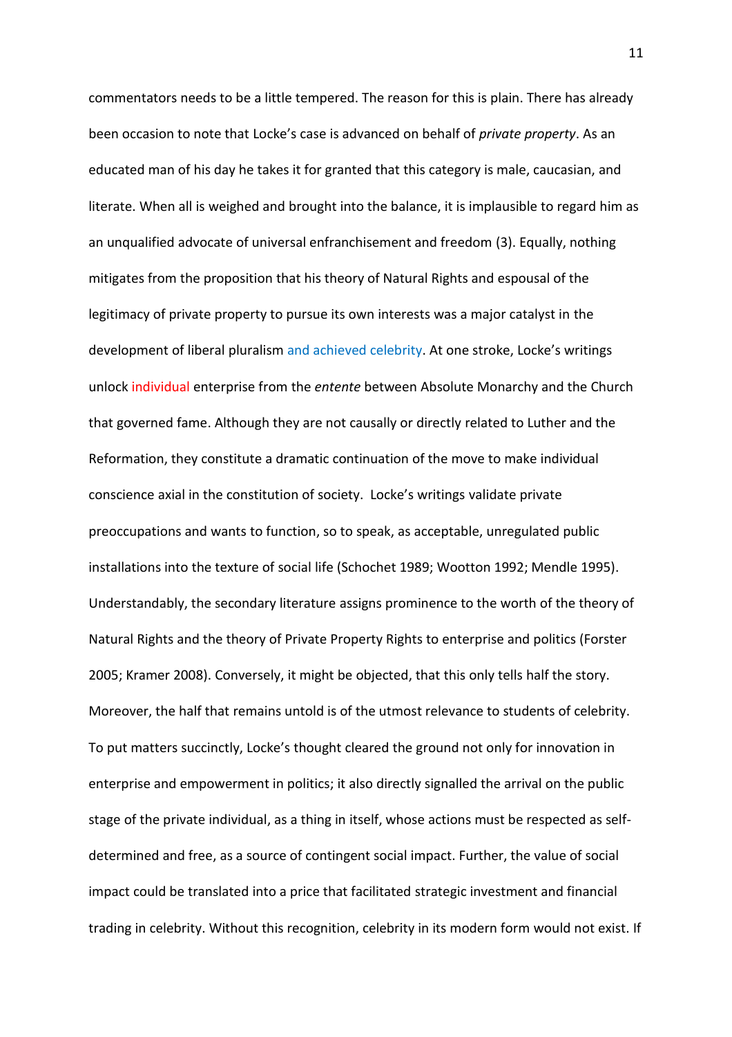commentators needs to be a little tempered. The reason for this is plain. There has already been occasion to note that Locke's case is advanced on behalf of *private property*. As an educated man of his day he takes it for granted that this category is male, caucasian, and literate. When all is weighed and brought into the balance, it is implausible to regard him as an unqualified advocate of universal enfranchisement and freedom (3). Equally, nothing mitigates from the proposition that his theory of Natural Rights and espousal of the legitimacy of private property to pursue its own interests was a major catalyst in the development of liberal pluralism and achieved celebrity. At one stroke, Locke's writings unlock individual enterprise from the *entente* between Absolute Monarchy and the Church that governed fame. Although they are not causally or directly related to Luther and the Reformation, they constitute a dramatic continuation of the move to make individual conscience axial in the constitution of society. Locke's writings validate private preoccupations and wants to function, so to speak, as acceptable, unregulated public installations into the texture of social life (Schochet 1989; Wootton 1992; Mendle 1995). Understandably, the secondary literature assigns prominence to the worth of the theory of Natural Rights and the theory of Private Property Rights to enterprise and politics (Forster 2005; Kramer 2008). Conversely, it might be objected, that this only tells half the story. Moreover, the half that remains untold is of the utmost relevance to students of celebrity. To put matters succinctly, Locke's thought cleared the ground not only for innovation in enterprise and empowerment in politics; it also directly signalled the arrival on the public stage of the private individual, as a thing in itself, whose actions must be respected as self-determined and free, as a source of contingent social impact. Further, the value of social impact could be translated into a price that facilitated strategic investment and financial trading in celebrity. Without this recognition, celebrity in its modern form would not exist. If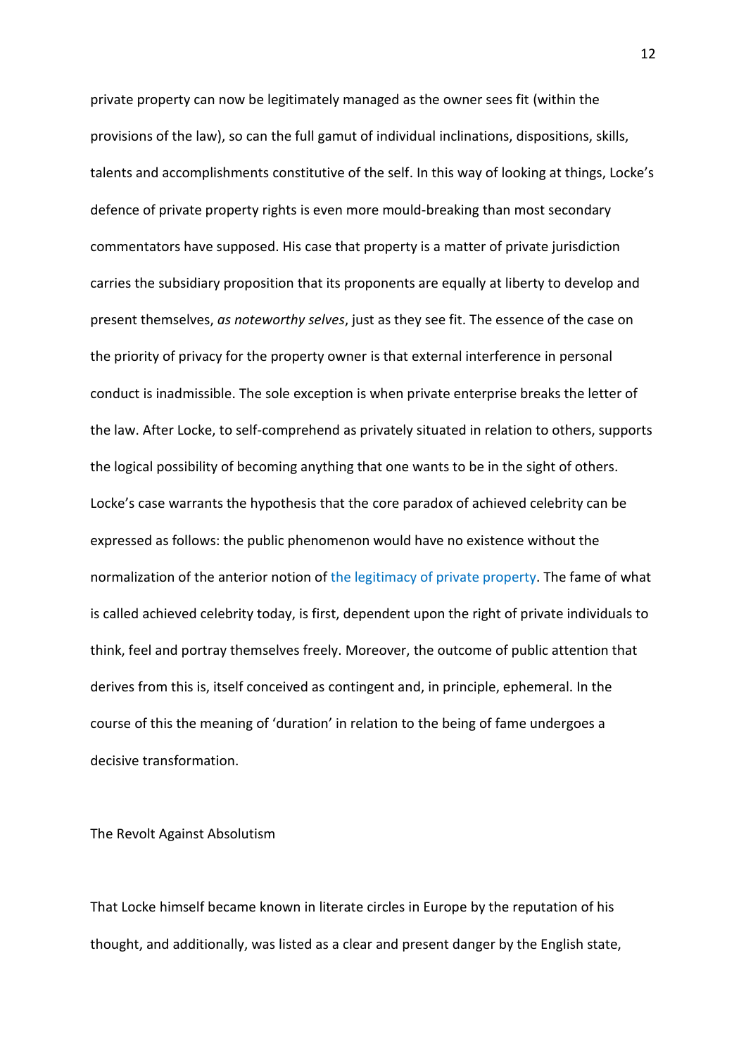private property can now be legitimately managed as the owner sees fit (within the provisions of the law), so can the full gamut of individual inclinations, dispositions, skills, talents and accomplishments constitutive of the self. In this way of looking at things, Locke's defence of private property rights is even more mould-breaking than most secondary commentators have supposed. His case that property is a matter of private jurisdiction carries the subsidiary proposition that its proponents are equally at liberty to develop and present themselves, *as noteworthy selves*, just as they see fit. The essence of the case on the priority of privacy for the property owner is that external interference in personal conduct is inadmissible. The sole exception is when private enterprise breaks the letter of the law. After Locke, to self-comprehend as privately situated in relation to others, supports the logical possibility of becoming anything that one wants to be in the sight of others. Locke's case warrants the hypothesis that the core paradox of achieved celebrity can be expressed as follows: the public phenomenon would have no existence without the normalization of the anterior notion of the legitimacy of private property. The fame of what is called achieved celebrity today, is first, dependent upon the right of private individuals to think, feel and portray themselves freely. Moreover, the outcome of public attention that derives from this is, itself conceived as contingent and, in principle, ephemeral. In the course of this the meaning of 'duration' in relation to the being of fame undergoes a decisive transformation.

## The Revolt Against Absolutism

That Locke himself became known in literate circles in Europe by the reputation of his thought, and additionally, was listed as a clear and present danger by the English state,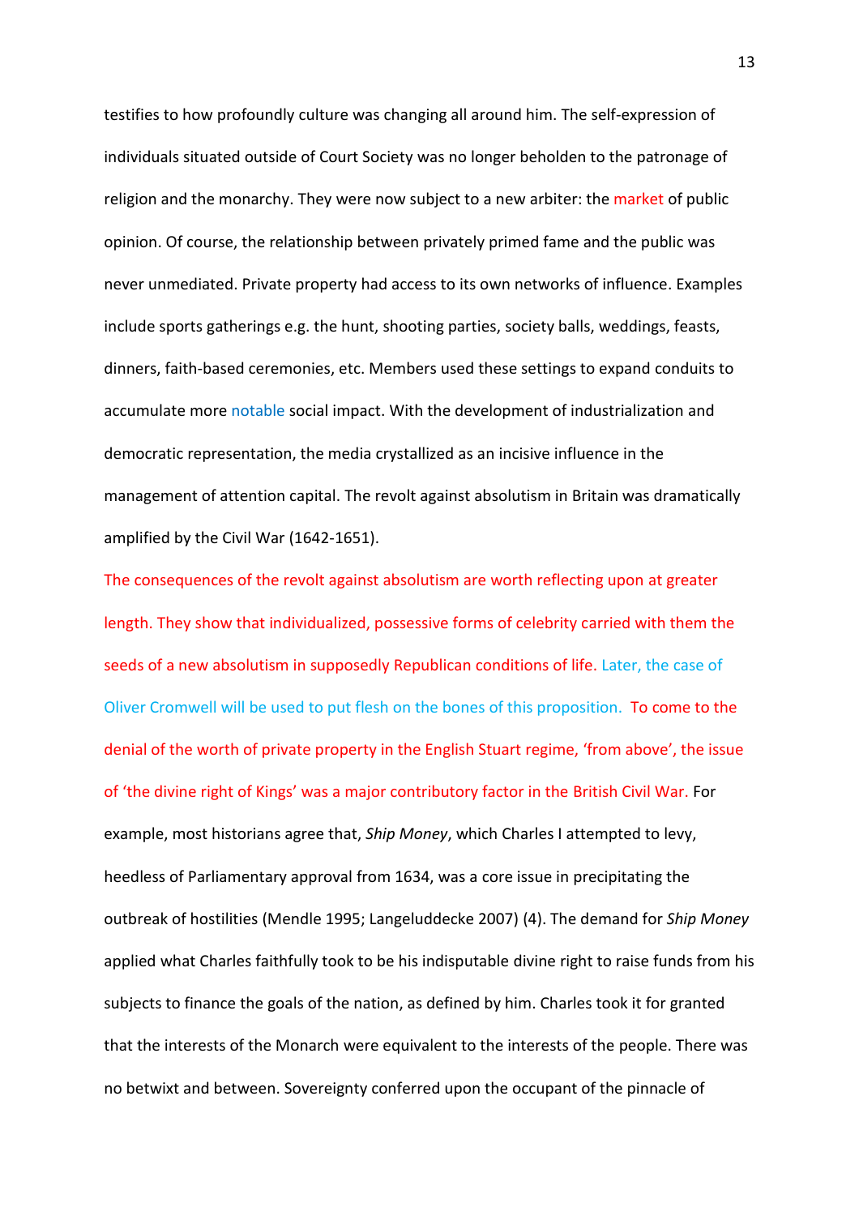testifies to how profoundly culture was changing all around him. The self-expression of individuals situated outside of Court Society was no longer beholden to the patronage of religion and the monarchy. They were now subject to a new arbiter: the market of public opinion. Of course, the relationship between privately primed fame and the public was never unmediated. Private property had access to its own networks of influence. Examples include sports gatherings e.g. the hunt, shooting parties, society balls, weddings, feasts, dinners, faith-based ceremonies, etc. Members used these settings to expand conduits to accumulate more notable social impact. With the development of industrialization and democratic representation, the media crystallized as an incisive influence in the management of attention capital. The revolt against absolutism in Britain was dramatically amplified by the Civil War (1642-1651).

The consequences of the revolt against absolutism are worth reflecting upon at greater length. They show that individualized, possessive forms of celebrity carried with them the seeds of a new absolutism in supposedly Republican conditions of life. Later, the case of Oliver Cromwell will be used to put flesh on the bones of this proposition. To come to the denial of the worth of private property in the English Stuart regime, 'from above', the issue of 'the divine right of Kings' was a major contributory factor in the British Civil War. For example, most historians agree that, *Ship Money*, which Charles I attempted to levy, heedless of Parliamentary approval from 1634, was a core issue in precipitating the outbreak of hostilities (Mendle 1995; Langeluddecke 2007) (4). The demand for *Ship Money* applied what Charles faithfully took to be his indisputable divine right to raise funds from his subjects to finance the goals of the nation, as defined by him. Charles took it for granted that the interests of the Monarch were equivalent to the interests of the people. There was no betwixt and between. Sovereignty conferred upon the occupant of the pinnacle of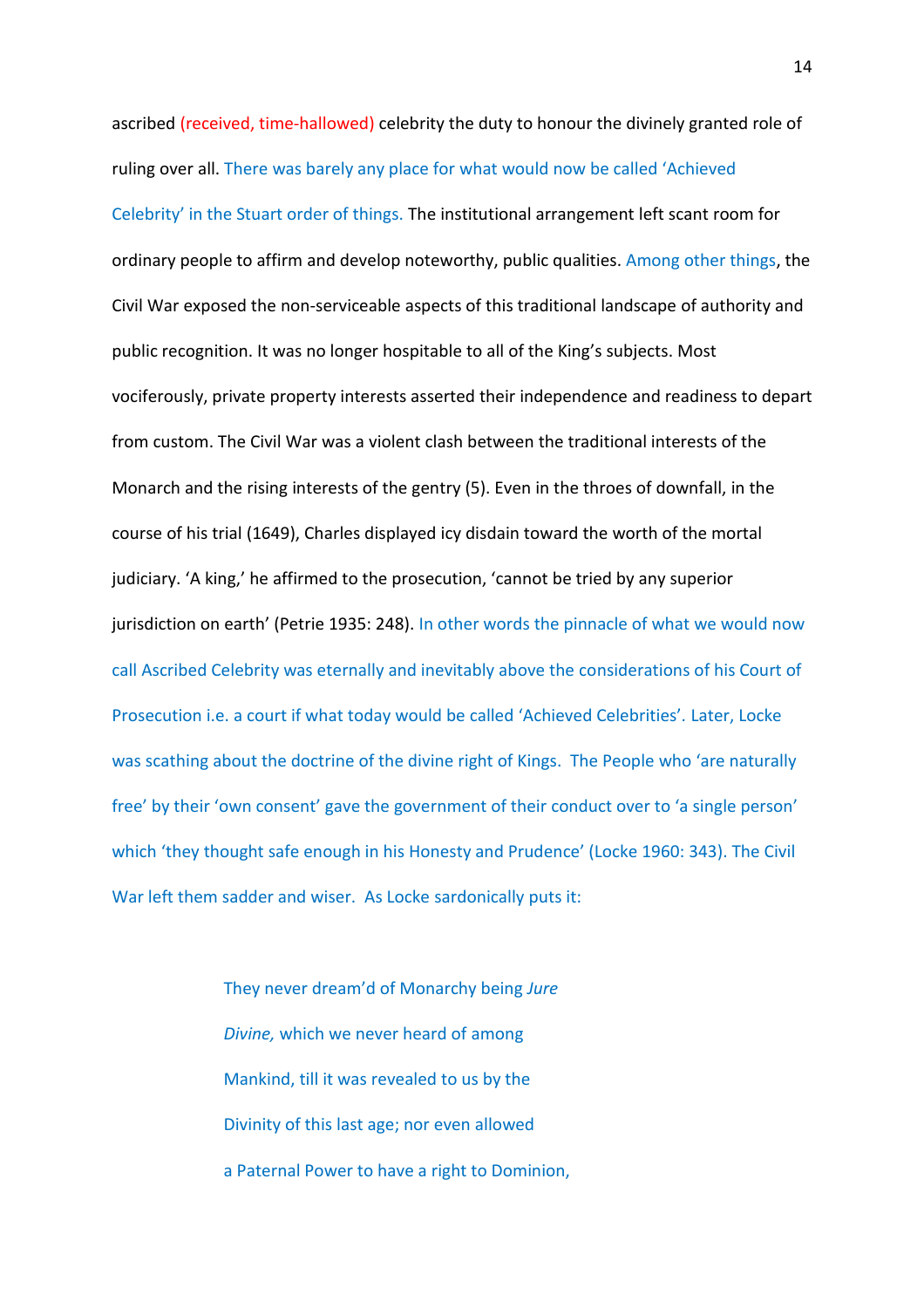ascribed (received, time-hallowed) celebrity the duty to honour the divinely granted role of ruling over all. There was barely any place for what would now be called 'Achieved Celebrity' in the Stuart order of things. The institutional arrangement left scant room for ordinary people to affirm and develop noteworthy, public qualities. Among other things, the Civil War exposed the non-serviceable aspects of this traditional landscape of authority and public recognition. It was no longer hospitable to all of the King's subjects. Most vociferously, private property interests asserted their independence and readiness to depart from custom. The Civil War was a violent clash between the traditional interests of the Monarch and the rising interests of the gentry (5). Even in the throes of downfall, in the course of his trial (1649), Charles displayed icy disdain toward the worth of the mortal judiciary. 'A king,' he affirmed to the prosecution, 'cannot be tried by any superior jurisdiction on earth' (Petrie 1935: 248). In other words the pinnacle of what we would now call Ascribed Celebrity was eternally and inevitably above the considerations of his Court of Prosecution i.e. a court if what today would be called 'Achieved Celebrities'. Later, Locke was scathing about the doctrine of the divine right of Kings. The People who 'are naturally free' by their 'own consent' gave the government of their conduct over to 'a single person' which 'they thought safe enough in his Honesty and Prudence' (Locke 1960: 343). The Civil War left them sadder and wiser. As Locke sardonically puts it:

> They never dream'd of Monarchy being *Jure Divine,* which we never heard of among Mankind, till it was revealed to us by the Divinity of this last age; nor even allowed a Paternal Power to have a right to Dominion,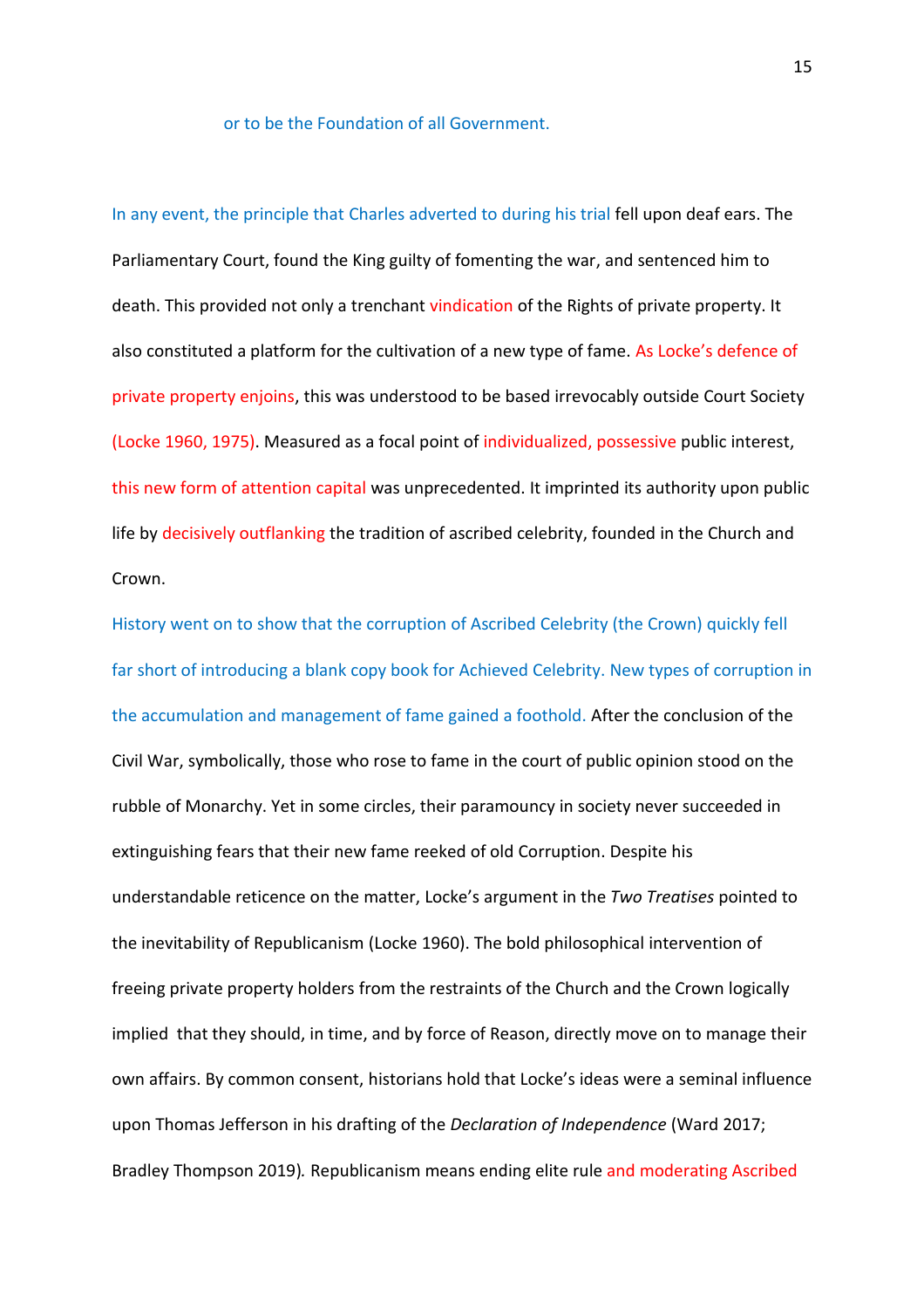or to be the Foundation of all Government.

In any event, the principle that Charles adverted to during his trial fell upon deaf ears. The Parliamentary Court, found the King guilty of fomenting the war, and sentenced him to death. This provided not only a trenchant vindication of the Rights of private property. It also constituted a platform for the cultivation of a new type of fame. As Locke's defence of private property enjoins, this was understood to be based irrevocably outside Court Society (Locke 1960, 1975). Measured as a focal point of individualized, possessive public interest, this new form of attention capital was unprecedented. It imprinted its authority upon public life by decisively outflanking the tradition of ascribed celebrity, founded in the Church and Crown.

History went on to show that the corruption of Ascribed Celebrity (the Crown) quickly fell far short of introducing a blank copy book for Achieved Celebrity. New types of corruption in the accumulation and management of fame gained a foothold. After the conclusion of the Civil War, symbolically, those who rose to fame in the court of public opinion stood on the rubble of Monarchy. Yet in some circles, their paramouncy in society never succeeded in extinguishing fears that their new fame reeked of old Corruption. Despite his understandable reticence on the matter, Locke's argument in the *Two Treatises* pointed to the inevitability of Republicanism (Locke 1960). The bold philosophical intervention of freeing private property holders from the restraints of the Church and the Crown logically implied that they should, in time, and by force of Reason, directly move on to manage their own affairs. By common consent, historians hold that Locke's ideas were a seminal influence upon Thomas Jefferson in his drafting of the *Declaration of Independence* (Ward 2017; Bradley Thompson 2019). Republicanism means ending elite rule and moderating Ascribed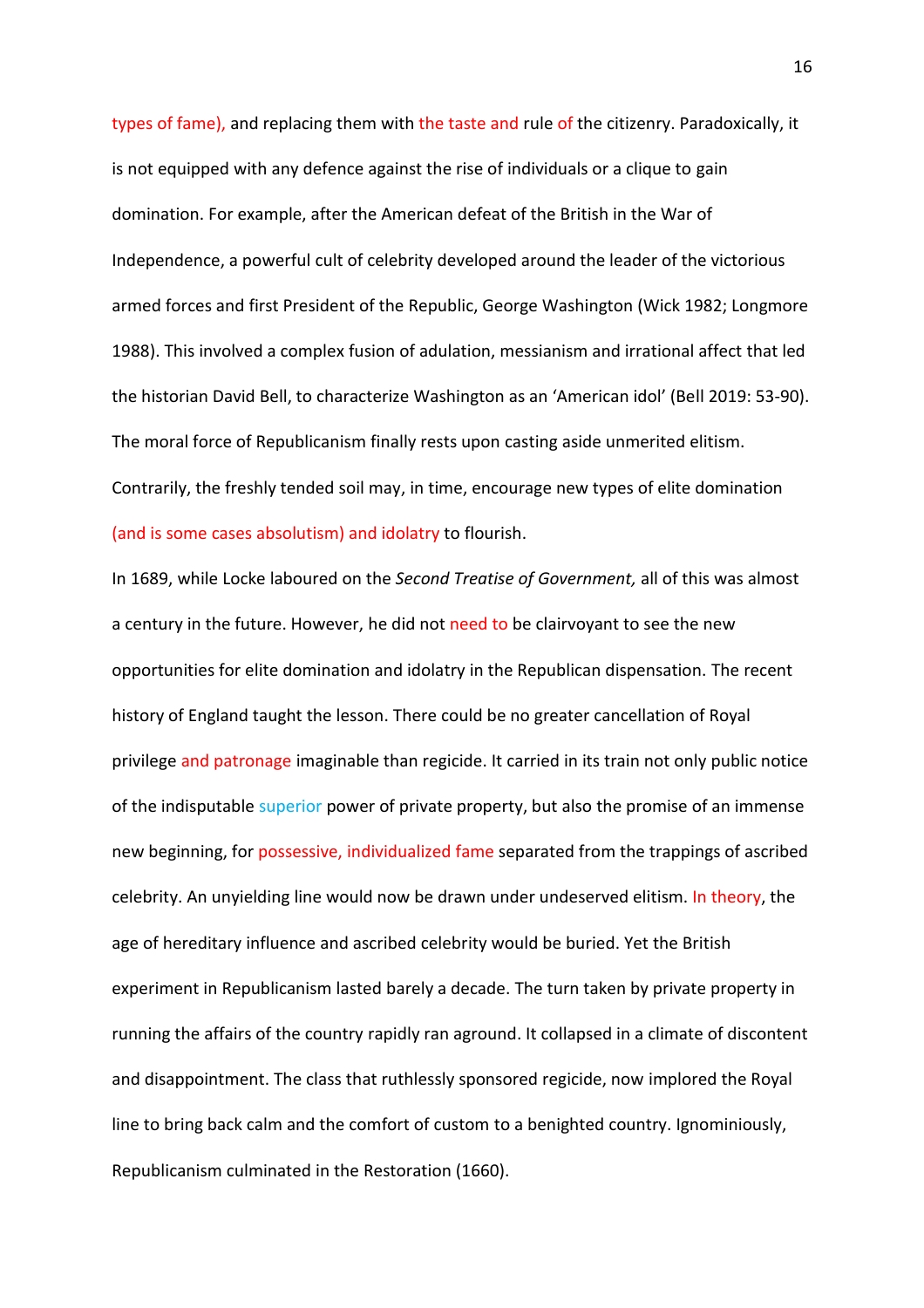types of fame), and replacing them with the taste and rule of the citizenry. Paradoxically, it is not equipped with any defence against the rise of individuals or a clique to gain domination. For example, after the American defeat of the British in the War of Independence, a powerful cult of celebrity developed around the leader of the victorious armed forces and first President of the Republic, George Washington (Wick 1982; Longmore 1988). This involved a complex fusion of adulation, messianism and irrational affect that led the historian David Bell, to characterize Washington as an 'American idol' (Bell 2019: 53-90). The moral force of Republicanism finally rests upon casting aside unmerited elitism. Contrarily, the freshly tended soil may, in time, encourage new types of elite domination (and is some cases absolutism) and idolatry to flourish.

In 1689, while Locke laboured on the *Second Treatise of Government,* all of this was almost a century in the future. However, he did not need to be clairvoyant to see the new opportunities for elite domination and idolatry in the Republican dispensation. The recent history of England taught the lesson. There could be no greater cancellation of Royal privilege and patronage imaginable than regicide. It carried in its train not only public notice of the indisputable superior power of private property, but also the promise of an immense new beginning, for possessive, individualized fame separated from the trappings of ascribed celebrity. An unyielding line would now be drawn under undeserved elitism. In theory, the age of hereditary influence and ascribed celebrity would be buried. Yet the British experiment in Republicanism lasted barely a decade. The turn taken by private property in running the affairs of the country rapidly ran aground. It collapsed in a climate of discontent and disappointment. The class that ruthlessly sponsored regicide, now implored the Royal line to bring back calm and the comfort of custom to a benighted country. Ignominiously, Republicanism culminated in the Restoration (1660).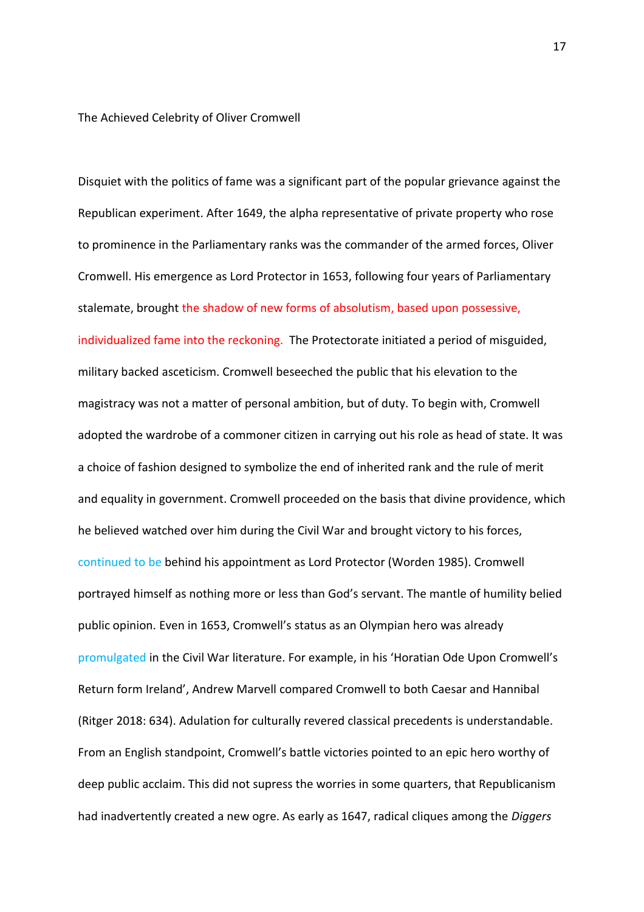The Achieved Celebrity of Oliver Cromwell

Disquiet with the politics of fame was a significant part of the popular grievance against the Republican experiment. After 1649, the alpha representative of private property who rose to prominence in the Parliamentary ranks was the commander of the armed forces, Oliver Cromwell. His emergence as Lord Protector in 1653, following four years of Parliamentary stalemate, brought the shadow of new forms of absolutism, based upon possessive, individualized fame into the reckoning. The Protectorate initiated a period of misguided, military backed asceticism. Cromwell beseeched the public that his elevation to the magistracy was not a matter of personal ambition, but of duty. To begin with, Cromwell adopted the wardrobe of a commoner citizen in carrying out his role as head of state. It was a choice of fashion designed to symbolize the end of inherited rank and the rule of merit and equality in government. Cromwell proceeded on the basis that divine providence, which he believed watched over him during the Civil War and brought victory to his forces, continued to be behind his appointment as Lord Protector (Worden 1985). Cromwell portrayed himself as nothing more or less than God's servant. The mantle of humility belied public opinion. Even in 1653, Cromwell's status as an Olympian hero was already promulgated in the Civil War literature. For example, in his 'Horatian Ode Upon Cromwell's Return form Ireland', Andrew Marvell compared Cromwell to both Caesar and Hannibal (Ritger 2018: 634). Adulation for culturally revered classical precedents is understandable. From an English standpoint, Cromwell's battle victories pointed to an epic hero worthy of deep public acclaim. This did not supress the worries in some quarters, that Republicanism had inadvertently created a new ogre. As early as 1647, radical cliques among the *Diggers*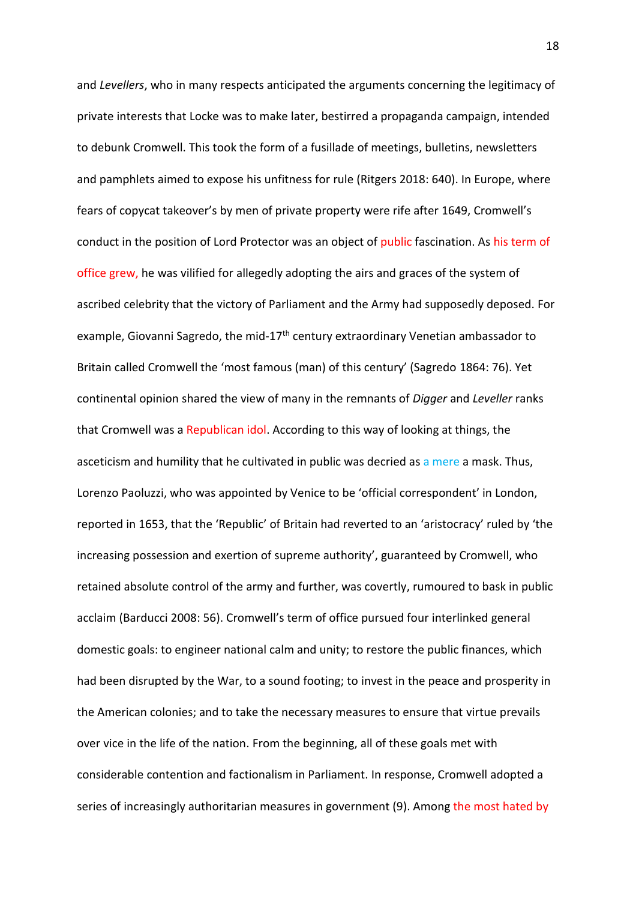and *Levellers*, who in many respects anticipated the arguments concerning the legitimacy of private interests that Locke was to make later, bestirred a propaganda campaign, intended to debunk Cromwell. This took the form of a fusillade of meetings, bulletins, newsletters and pamphlets aimed to expose his unfitness for rule (Ritgers 2018: 640). In Europe, where fears of copycat takeover's by men of private property were rife after 1649, Cromwell's conduct in the position of Lord Protector was an object of public fascination. As his term of office grew, he was vilified for allegedly adopting the airs and graces of the system of ascribed celebrity that the victory of Parliament and the Army had supposedly deposed. For example, Giovanni Sagredo, the mid-17th century extraordinary Venetian ambassador to Britain called Cromwell the 'most famous (man) of this century' (Sagredo 1864: 76). Yet continental opinion shared the view of many in the remnants of *Digger* and *Leveller* ranks that Cromwell was a Republican idol. According to this way of looking at things, the asceticism and humility that he cultivated in public was decried as a mere a mask. Thus, Lorenzo Paoluzzi, who was appointed by Venice to be 'official correspondent' in London, reported in 1653, that the 'Republic' of Britain had reverted to an 'aristocracy' ruled by 'the increasing possession and exertion of supreme authority', guaranteed by Cromwell, who retained absolute control of the army and further, was covertly, rumoured to bask in public acclaim (Barducci 2008: 56). Cromwell's term of office pursued four interlinked general domestic goals: to engineer national calm and unity; to restore the public finances, which had been disrupted by the War, to a sound footing; to invest in the peace and prosperity in the American colonies; and to take the necessary measures to ensure that virtue prevails over vice in the life of the nation. From the beginning, all of these goals met with considerable contention and factionalism in Parliament. In response, Cromwell adopted a series of increasingly authoritarian measures in government (9). Among the most hated by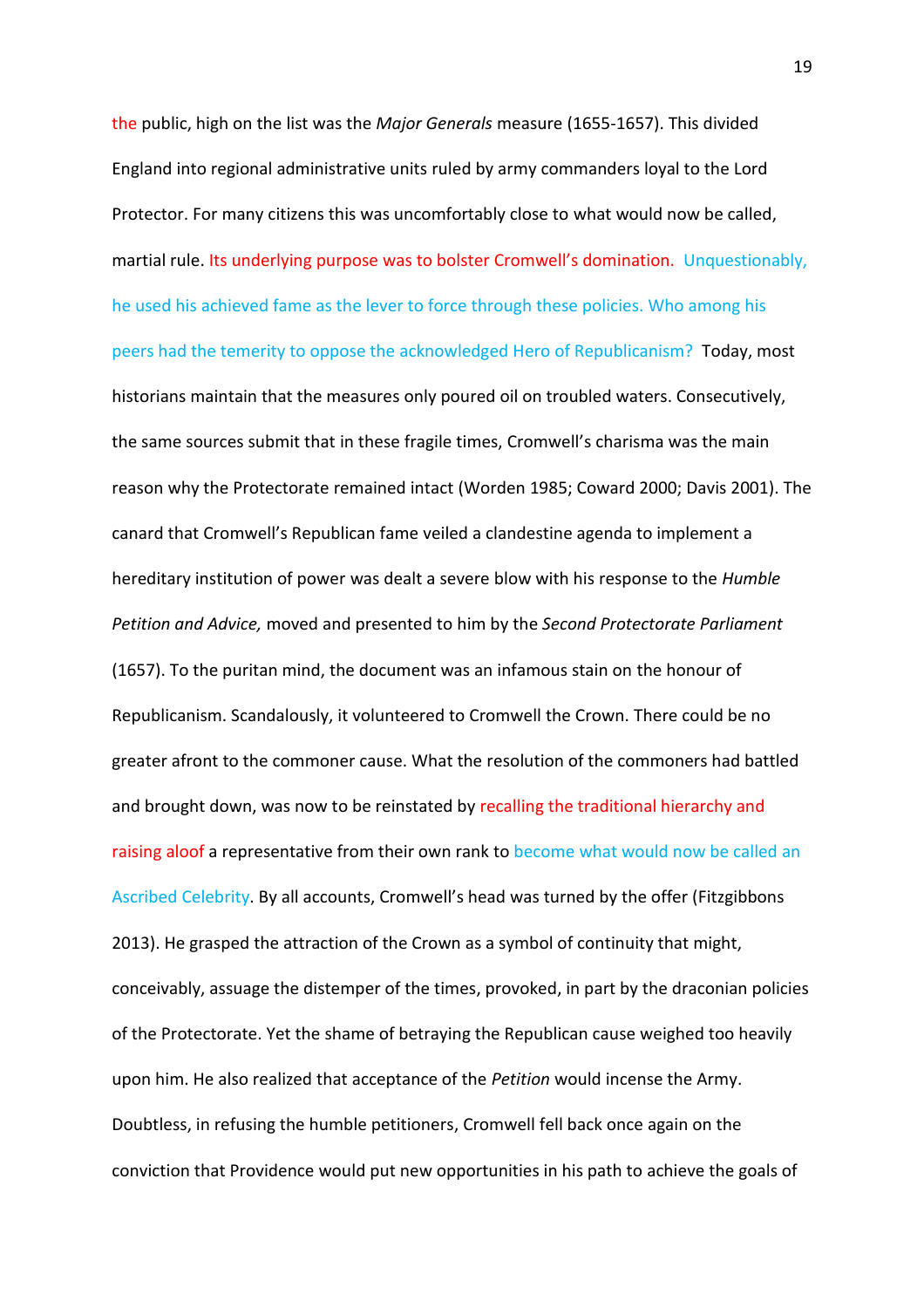the public, high on the list was the *Major Generals* measure (1655-1657). This divided England into regional administrative units ruled by army commanders loyal to the Lord Protector. For many citizens this was uncomfortably close to what would now be called, martial rule. Its underlying purpose was to bolster Cromwell's domination. Unquestionably, he used his achieved fame as the lever to force through these policies. Who among his peers had the temerity to oppose the acknowledged Hero of Republicanism? Today, most historians maintain that the measures only poured oil on troubled waters. Consecutively, the same sources submit that in these fragile times, Cromwell's charisma was the main reason why the Protectorate remained intact (Worden 1985; Coward 2000; Davis 2001). The canard that Cromwell's Republican fame veiled a clandestine agenda to implement a hereditary institution of power was dealt a severe blow with his response to the *Humble Petition and Advice,* moved and presented to him by the *Second Protectorate Parliament* (1657). To the puritan mind, the document was an infamous stain on the honour of Republicanism. Scandalously, it volunteered to Cromwell the Crown. There could be no greater afront to the commoner cause. What the resolution of the commoners had battled and brought down, was now to be reinstated by recalling the traditional hierarchy and raising aloof a representative from their own rank to become what would now be called an Ascribed Celebrity. By all accounts, Cromwell's head was turned by the offer (Fitzgibbons 2013). He grasped the attraction of the Crown as a symbol of continuity that might, conceivably, assuage the distemper of the times, provoked, in part by the draconian policies of the Protectorate. Yet the shame of betraying the Republican cause weighed too heavily upon him. He also realized that acceptance of the *Petition* would incense the Army. Doubtless, in refusing the humble petitioners, Cromwell fell back once again on the conviction that Providence would put new opportunities in his path to achieve the goals of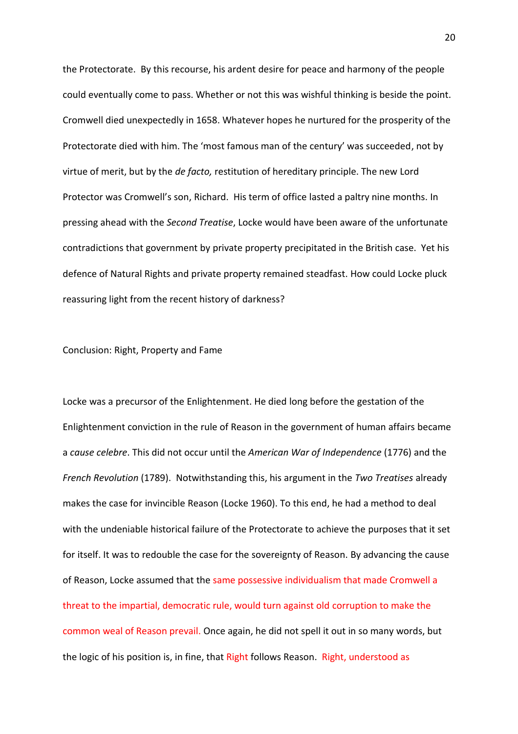the Protectorate. By this recourse, his ardent desire for peace and harmony of the people could eventually come to pass. Whether or not this was wishful thinking is beside the point. Cromwell died unexpectedly in 1658. Whatever hopes he nurtured for the prosperity of the Protectorate died with him. The 'most famous man of the century' was succeeded, not by virtue of merit, but by the *de facto,* restitution of hereditary principle. The new Lord Protector was Cromwell's son, Richard. His term of office lasted a paltry nine months. In pressing ahead with the *Second Treatise*, Locke would have been aware of the unfortunate contradictions that government by private property precipitated in the British case. Yet his defence of Natural Rights and private property remained steadfast. How could Locke pluck reassuring light from the recent history of darkness?

## Conclusion: Right, Property and Fame

Locke was a precursor of the Enlightenment. He died long before the gestation of the Enlightenment conviction in the rule of Reason in the government of human affairs became a *cause celebre*. This did not occur until the *American War of Independence* (1776) and the *French Revolution* (1789). Notwithstanding this, his argument in the *Two Treatises* already makes the case for invincible Reason (Locke 1960). To this end, he had a method to deal with the undeniable historical failure of the Protectorate to achieve the purposes that it set for itself. It was to redouble the case for the sovereignty of Reason. By advancing the cause of Reason, Locke assumed that the same possessive individualism that made Cromwell a threat to the impartial, democratic rule, would turn against old corruption to make the common weal of Reason prevail. Once again, he did not spell it out in so many words, but the logic of his position is, in fine, that Right follows Reason. Right, understood as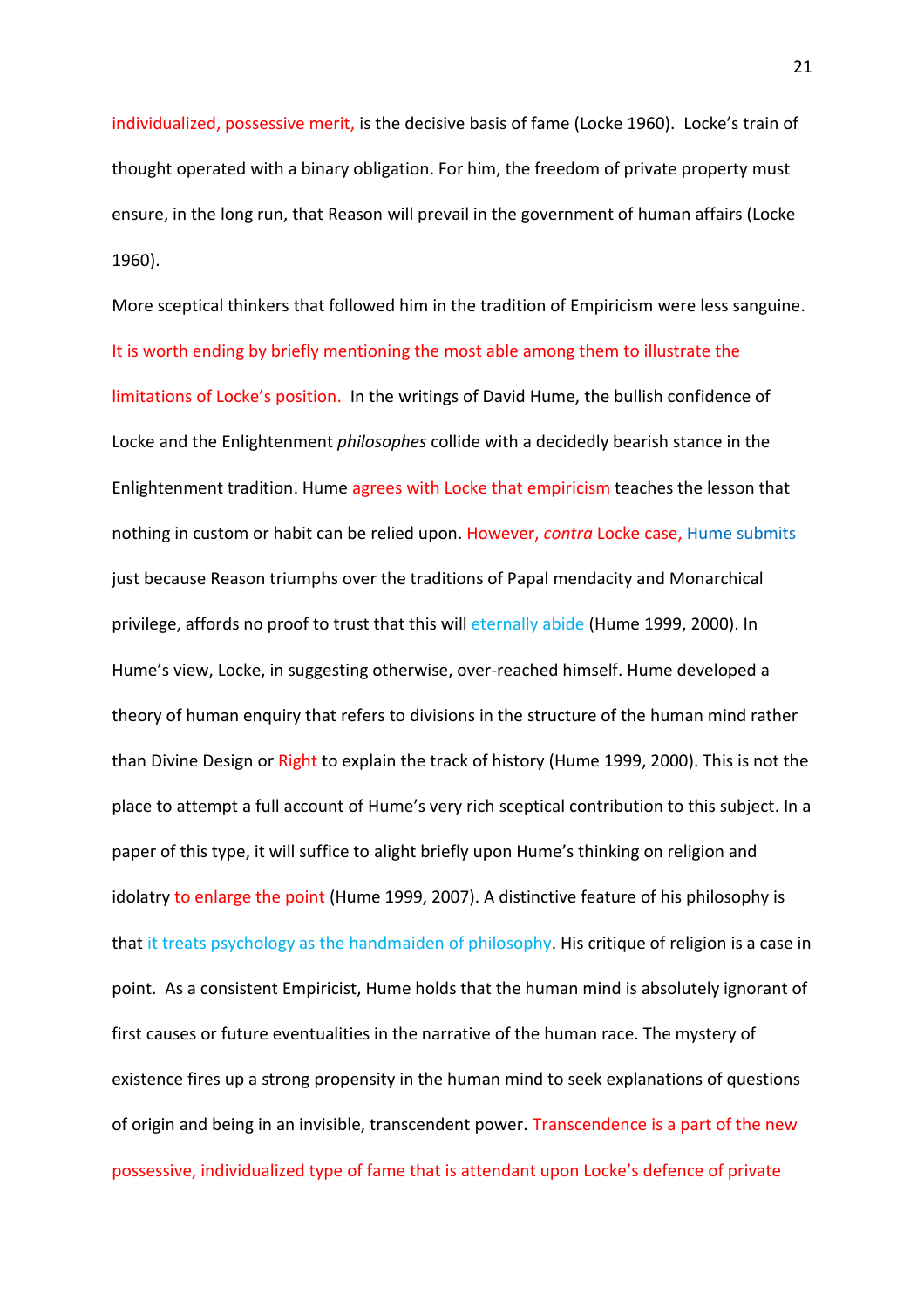individualized, possessive merit, is the decisive basis of fame (Locke 1960). Locke's train of thought operated with a binary obligation. For him, the freedom of private property must ensure, in the long run, that Reason will prevail in the government of human affairs (Locke 1960).

More sceptical thinkers that followed him in the tradition of Empiricism were less sanguine. It is worth ending by briefly mentioning the most able among them to illustrate the limitations of Locke's position. In the writings of David Hume, the bullish confidence of Locke and the Enlightenment *philosophes* collide with a decidedly bearish stance in the Enlightenment tradition. Hume agrees with Locke that empiricism teaches the lesson that nothing in custom or habit can be relied upon. However, *contra* Locke case, Hume submits just because Reason triumphs over the traditions of Papal mendacity and Monarchical privilege, affords no proof to trust that this will eternally abide (Hume 1999, 2000). In Hume's view, Locke, in suggesting otherwise, over-reached himself. Hume developed a theory of human enquiry that refers to divisions in the structure of the human mind rather than Divine Design or Right to explain the track of history (Hume 1999, 2000). This is not the place to attempt a full account of Hume's very rich sceptical contribution to this subject. In a paper of this type, it will suffice to alight briefly upon Hume's thinking on religion and idolatry to enlarge the point (Hume 1999, 2007). A distinctive feature of his philosophy is that it treats psychology as the handmaiden of philosophy. His critique of religion is a case in point. As a consistent Empiricist, Hume holds that the human mind is absolutely ignorant of first causes or future eventualities in the narrative of the human race. The mystery of existence fires up a strong propensity in the human mind to seek explanations of questions of origin and being in an invisible, transcendent power. Transcendence is a part of the new possessive, individualized type of fame that is attendant upon Locke's defence of private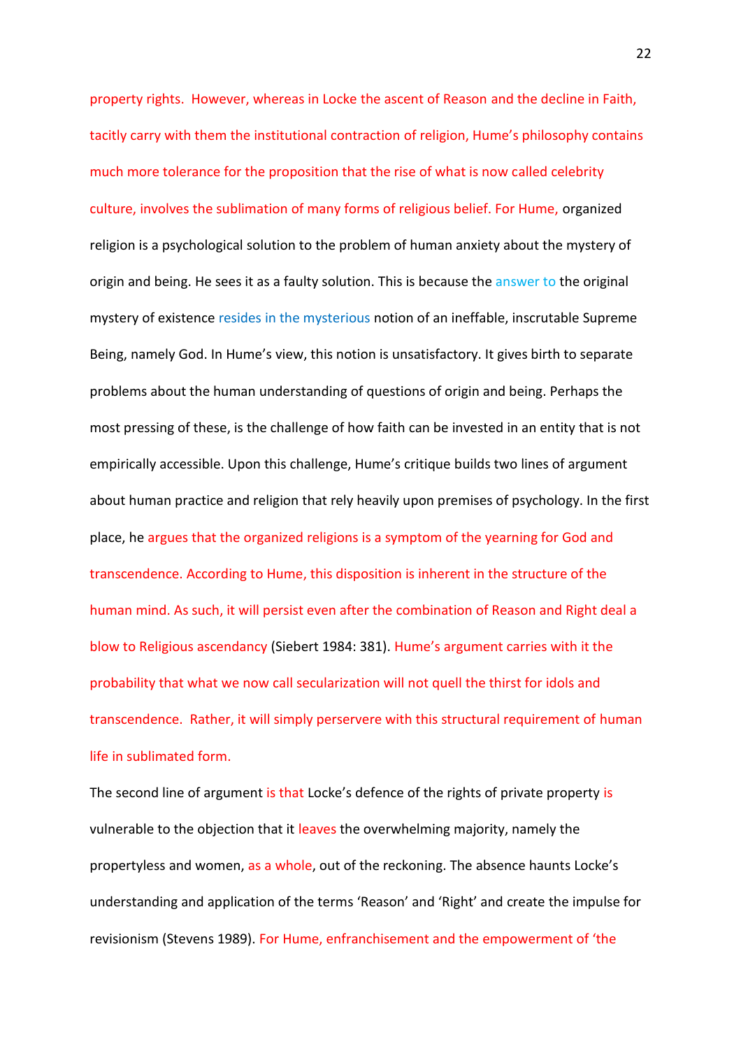property rights. However, whereas in Locke the ascent of Reason and the decline in Faith, tacitly carry with them the institutional contraction of religion, Hume's philosophy contains much more tolerance for the proposition that the rise of what is now called celebrity culture, involves the sublimation of many forms of religious belief. For Hume, organized religion is a psychological solution to the problem of human anxiety about the mystery of origin and being. He sees it as a faulty solution. This is because the answer to the original mystery of existence resides in the mysterious notion of an ineffable, inscrutable Supreme Being, namely God. In Hume's view, this notion is unsatisfactory. It gives birth to separate problems about the human understanding of questions of origin and being. Perhaps the most pressing of these, is the challenge of how faith can be invested in an entity that is not empirically accessible. Upon this challenge, Hume's critique builds two lines of argument about human practice and religion that rely heavily upon premises of psychology. In the first place, he argues that the organized religions is a symptom of the yearning for God and transcendence. According to Hume, this disposition is inherent in the structure of the human mind. As such, it will persist even after the combination of Reason and Right deal a blow to Religious ascendancy (Siebert 1984: 381). Hume's argument carries with it the probability that what we now call secularization will not quell the thirst for idols and transcendence. Rather, it will simply perservere with this structural requirement of human life in sublimated form.

The second line of argument is that Locke's defence of the rights of private property is vulnerable to the objection that it leaves the overwhelming majority, namely the propertyless and women, as a whole, out of the reckoning. The absence haunts Locke's understanding and application of the terms 'Reason' and 'Right' and create the impulse for revisionism (Stevens 1989). For Hume, enfranchisement and the empowerment of 'the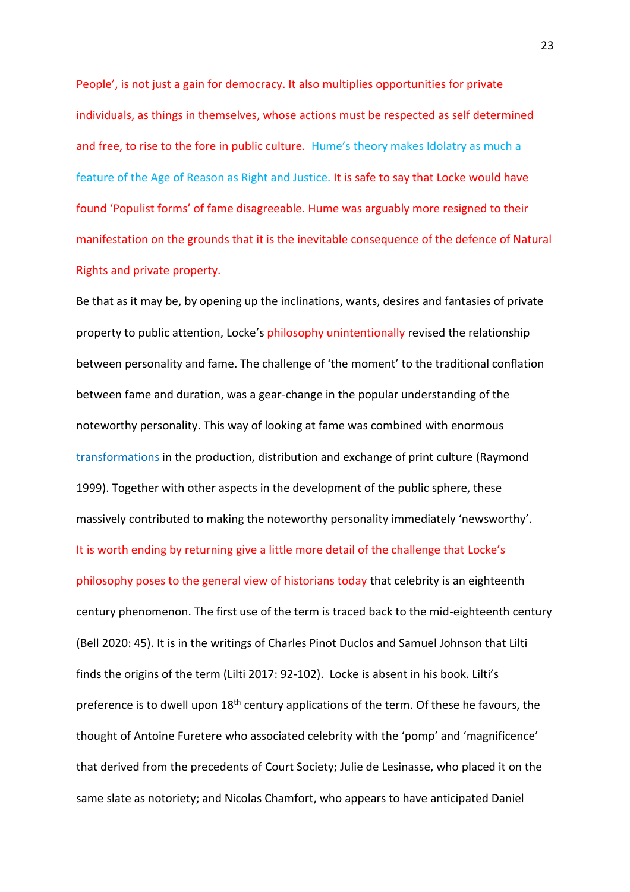People', is not just a gain for democracy. It also multiplies opportunities for private individuals, as things in themselves, whose actions must be respected as self determined and free, to rise to the fore in public culture. Hume's theory makes Idolatry as much a feature of the Age of Reason as Right and Justice. It is safe to say that Locke would have found 'Populist forms' of fame disagreeable. Hume was arguably more resigned to their manifestation on the grounds that it is the inevitable consequence of the defence of Natural Rights and private property.

Be that as it may be, by opening up the inclinations, wants, desires and fantasies of private property to public attention, Locke's philosophy unintentionally revised the relationship between personality and fame. The challenge of 'the moment' to the traditional conflation between fame and duration, was a gear-change in the popular understanding of the noteworthy personality. This way of looking at fame was combined with enormous transformations in the production, distribution and exchange of print culture (Raymond 1999). Together with other aspects in the development of the public sphere, these massively contributed to making the noteworthy personality immediately 'newsworthy'. It is worth ending by returning give a little more detail of the challenge that Locke's philosophy poses to the general view of historians today that celebrity is an eighteenth century phenomenon. The first use of the term is traced back to the mid-eighteenth century (Bell 2020: 45). It is in the writings of Charles Pinot Duclos and Samuel Johnson that Lilti finds the origins of the term (Lilti 2017: 92-102). Locke is absent in his book. Lilti's preference is to dwell upon 18th century applications of the term. Of these he favours, the thought of Antoine Furetere who associated celebrity with the 'pomp' and 'magnificence' that derived from the precedents of Court Society; Julie de Lesinasse, who placed it on the same slate as notoriety; and Nicolas Chamfort, who appears to have anticipated Daniel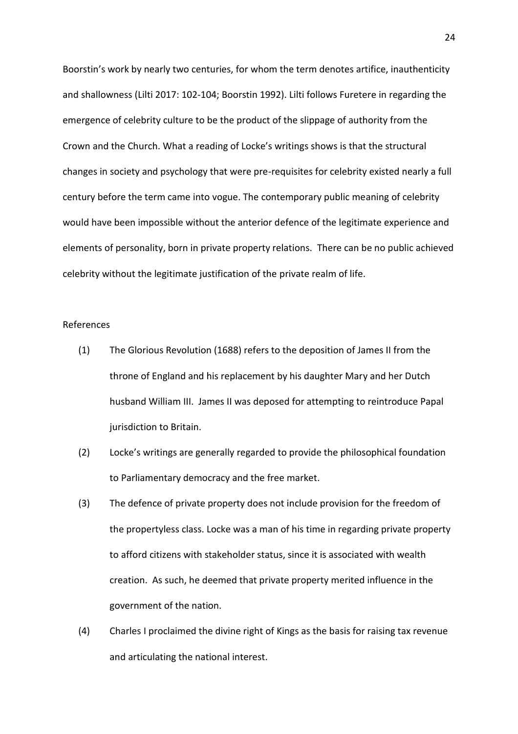Boorstin's work by nearly two centuries, for whom the term denotes artifice, inauthenticity and shallowness (Lilti 2017: 102-104; Boorstin 1992). Lilti follows Furetere in regarding the emergence of celebrity culture to be the product of the slippage of authority from the Crown and the Church. What a reading of Locke's writings shows is that the structural changes in society and psychology that were pre-requisites for celebrity existed nearly a full century before the term came into vogue. The contemporary public meaning of celebrity would have been impossible without the anterior defence of the legitimate experience and elements of personality, born in private property relations. There can be no public achieved celebrity without the legitimate justification of the private realm of life.

References

(1) The Glorious Revolution (1688) refers to the deposition of James II from the throne of England and his replacement by his daughter Mary and her Dutch husband William III. James II was deposed for attempting to reintroduce Papal jurisdiction to Britain.

(2) Locke's writings are generally regarded to provide the philosophical foundation to Parliamentary democracy and the free market.

(3) The defence of private property does not include provision for the freedom of the propertyless class. Locke was a man of his time in regarding private property to afford citizens with stakeholder status, since it is associated with wealth creation. As such, he deemed that private property merited influence in the government of the nation.

(4) Charles I proclaimed the divine right of Kings as the basis for raising tax revenue and articulating the national interest.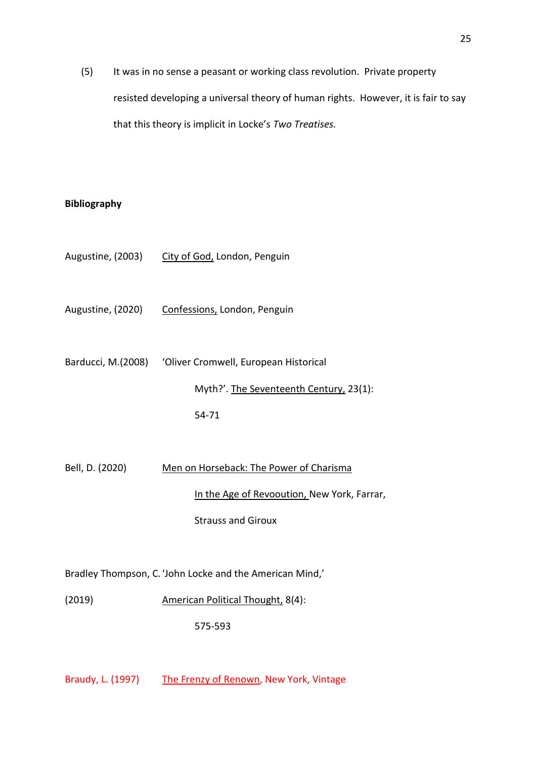(5) It was in no sense a peasant or working class revolution. Private property resisted developing a universal theory of human rights. However, it is fair to say that this theory is implicit in Locke's *Two Treatises.*

**Bibliography**

Augustine, (2003) City of God, London, Penguin

Augustine, (2020) Confessions, London, Penguin

Barducci, M.(2008) 'Oliver Cromwell, European Historical Myth?'. The Seventeenth Century, 23(1): 54-71

Bell, D. (2020) Men on Horseback: The Power of Charisma In the Age of Revooution, New York, Farrar, Strauss and Giroux

Bradley Thompson, C. (2019) 'John Locke and the American Mind,' American Political Thought, 8(4): 575-593

Braudy, L. (1997) The Frenzy of Renown, New York, Vintage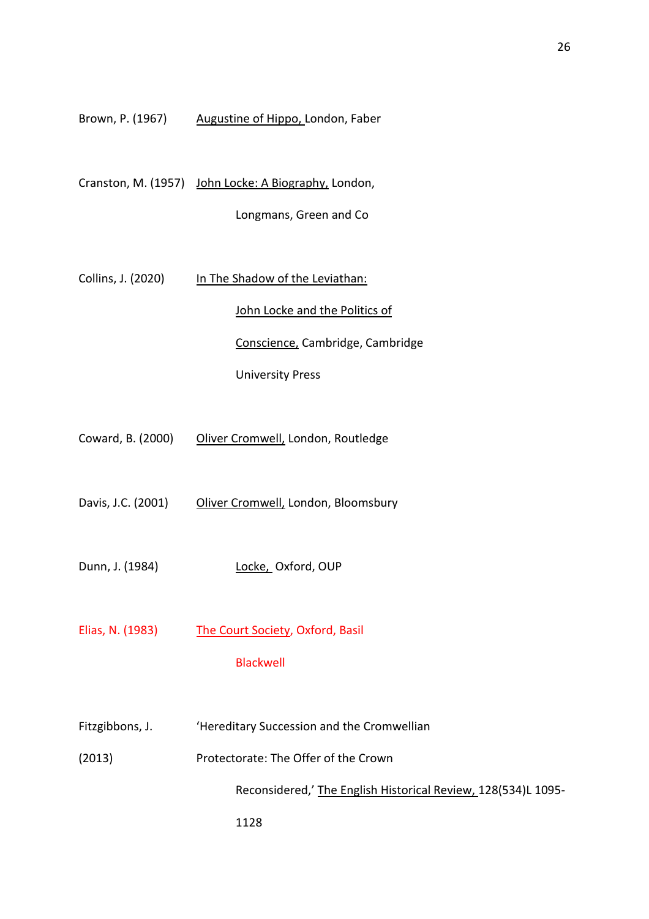Brown, P. (1967) Augustine of Hippo, London, Faber

Cranston, M. (1957) John Locke: A Biography, London, Longmans, Green and Co

Collins, J. (2020) In The Shadow of the Leviathan: John Locke and the Politics of Conscience, Cambridge, Cambridge University Press

Coward, B. (2000) Oliver Cromwell, London, Routledge

Davis, J.C. (2001) Oliver Cromwell, London, Bloomsbury

Dunn, J. (1984) Locke, Oxford, OUP

Elias, N. (1983) The Court Society, Oxford, Basil Blackwell

Fitzgibbons, J. (2013) 'Hereditary Succession and the Cromwellian Protectorate: The Offer of the Crown Reconsidered,' The English Historical Review, 128(534)L 1095-1128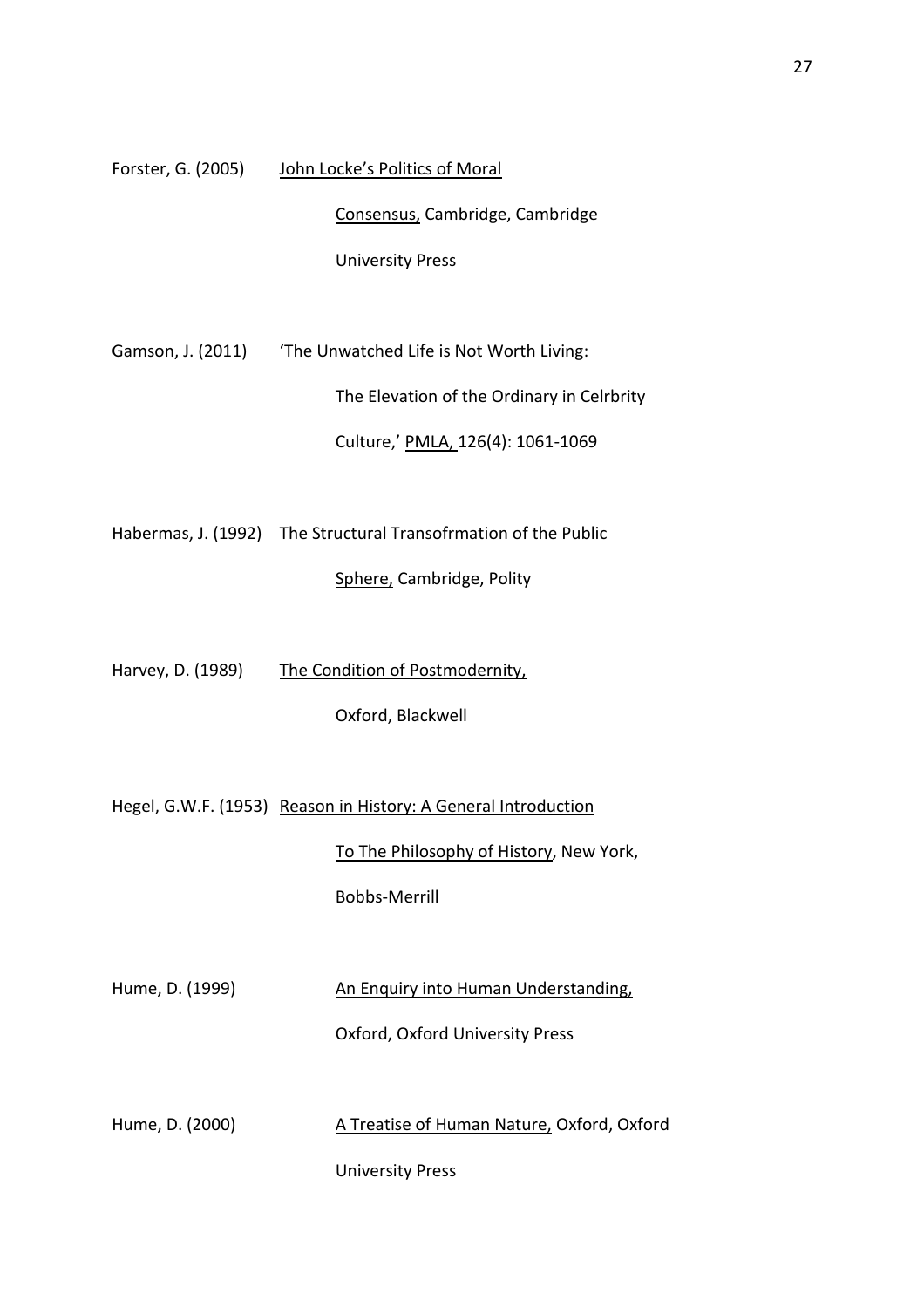Forster, G. (2005) John Locke's Politics of Moral Consensus, Cambridge, Cambridge University Press

Gamson, J. (2011) 'The Unwatched Life is Not Worth Living: The Elevation of the Ordinary in Celrbrity Culture,' PMLA, 126(4): 1061-1069

Habermas, J. (1992) The Structural Transofrmation of the Public Sphere, Cambridge, Polity

Harvey, D. (1989) The Condition of Postmodernity, Oxford, Blackwell

Hegel, G.W.F. (1953) Reason in History: A General Introduction To The Philosophy of History, New York, Bobbs-Merrill

Hume, D. (1999) An Enquiry into Human Understanding, Oxford, Oxford University Press

Hume, D. (2000) A Treatise of Human Nature, Oxford, Oxford University Press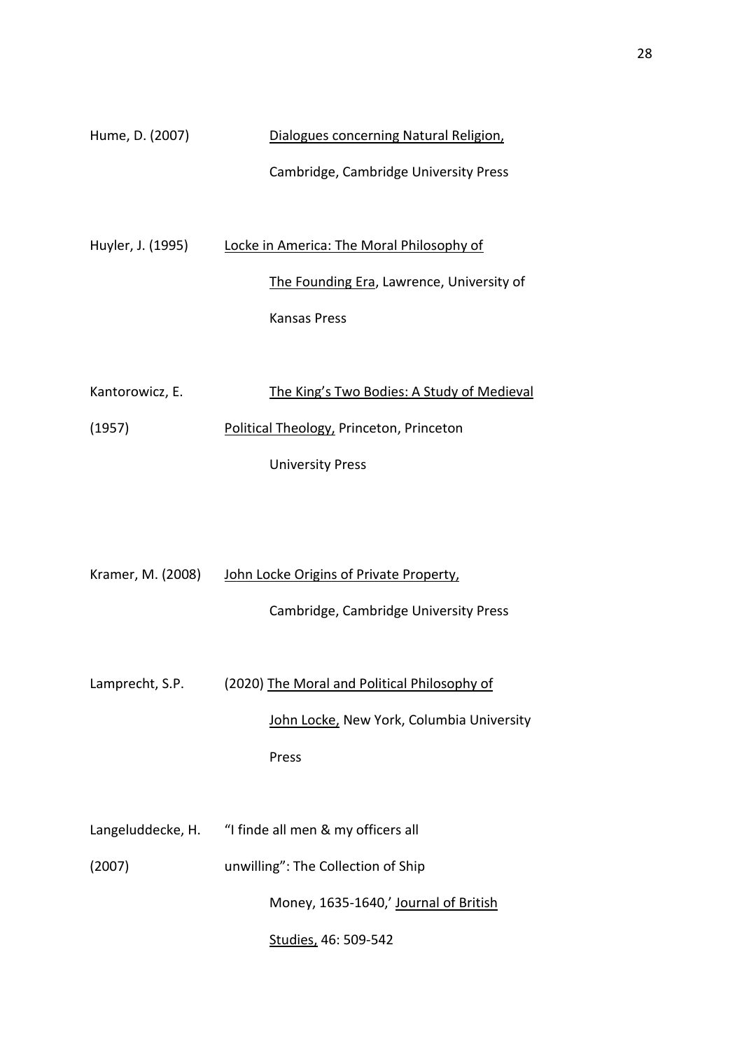Hume, D. (2007) Dialogues concerning Natural Religion, Cambridge, Cambridge University Press

Huyler, J. (1995) Locke in America: The Moral Philosophy of The Founding Era, Lawrence, University of Kansas Press

Kantorowicz, E. (1957) The King's Two Bodies: A Study of Medieval Political Theology, Princeton, Princeton University Press

Kramer, M. (2008) John Locke Origins of Private Property, Cambridge, Cambridge University Press

Lamprecht, S.P. (2020) The Moral and Political Philosophy of John Locke, New York, Columbia University Press

Langeluddecke, H. (2007) "I finde all men & my officers all unwilling": The Collection of Ship Money, 1635-1640,' Journal of British Studies, 46: 509-542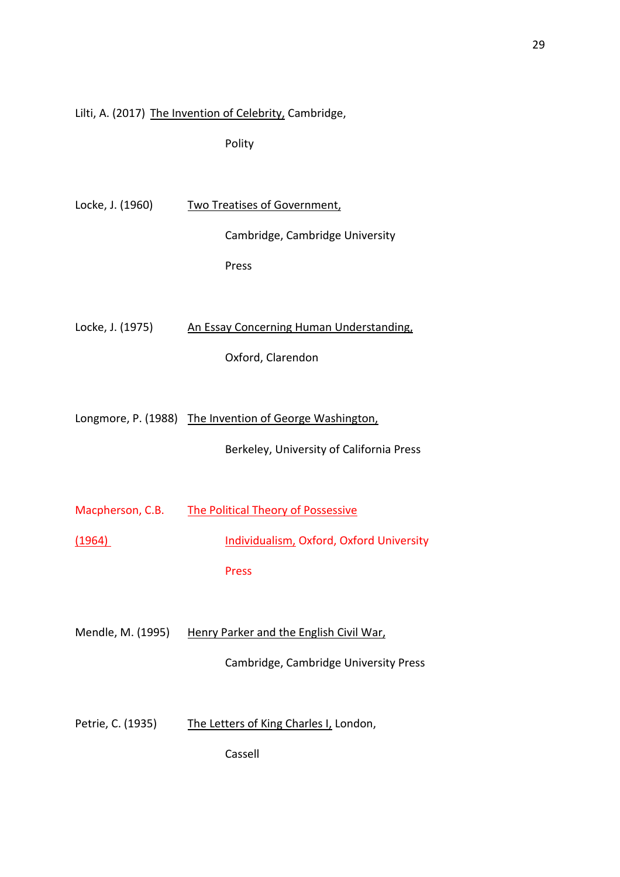Lilti, A. (2017) The Invention of Celebrity, Cambridge, Polity

Locke, J. (1960) Two Treatises of Government, Cambridge, Cambridge University Press

Locke, J. (1975) An Essay Concerning Human Understanding, Oxford, Clarendon

Longmore, P. (1988) The Invention of George Washington, Berkeley, University of California Press

Macpherson, C.B. (1964) The Political Theory of Possessive Individualism, Oxford, Oxford University Press

Mendle, M. (1995) Henry Parker and the English Civil War, Cambridge, Cambridge University Press

Petrie, C. (1935) The Letters of King Charles I, London, Cassell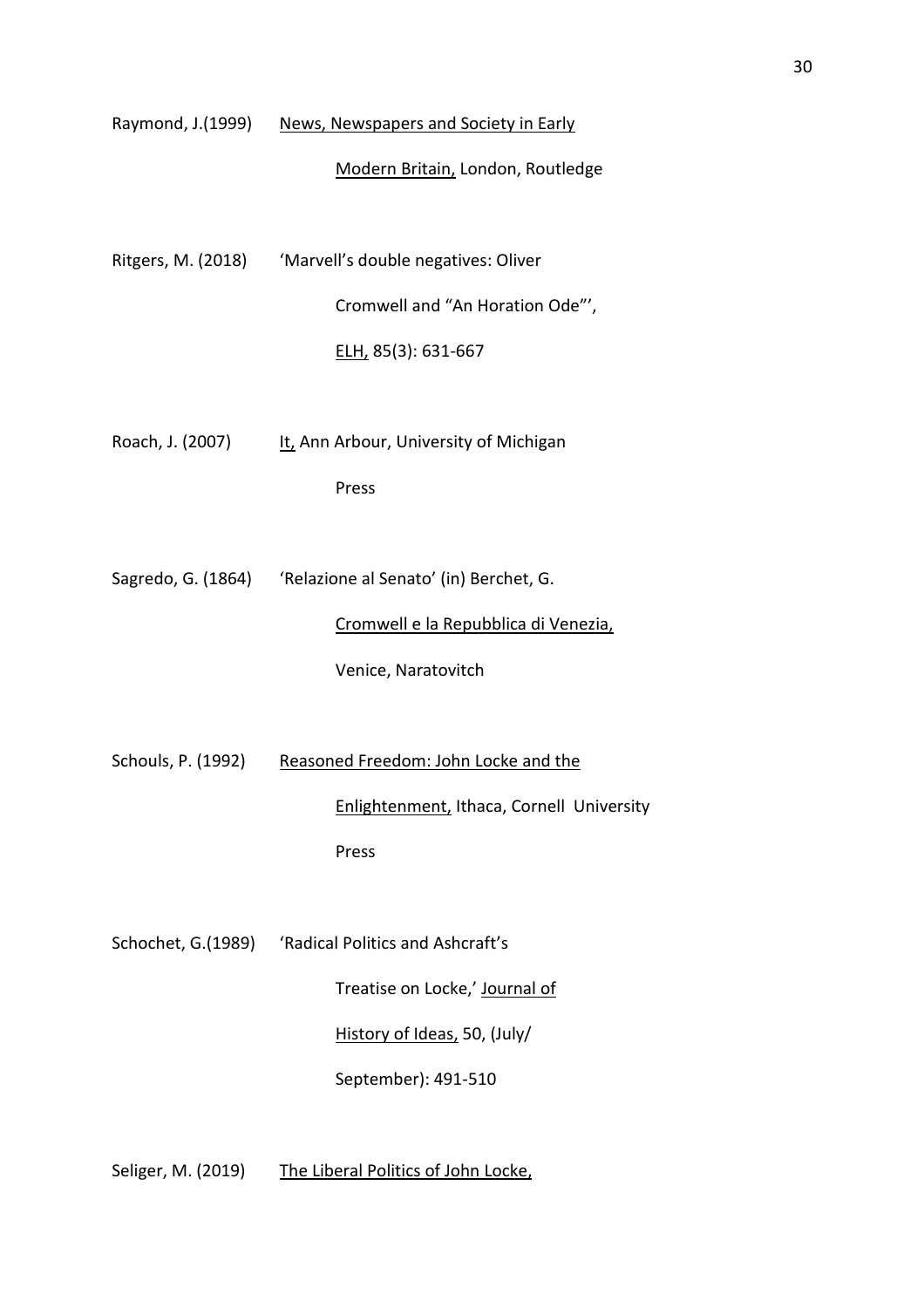Raymond, J.(1999) <u>News, Newspapers and Society in Early Modern Britain,</u> London, Routledge

Ritgers, M. (2018) 'Marvell's double negatives: Oliver Cromwell and "An Horation Ode"', <u>ELH,</u> 85(3): 631-667

Roach, J. (2007) <u>It,</u> Ann Arbour, University of Michigan Press

Sagredo, G. (1864) 'Relazione al Senato' (in) Berchet, G. <u>Cromwell e la Repubblica di Venezia,</u> Venice, Naratovitch

Schouls, P. (1992) <u>Reasoned Freedom: John Locke and the Enlightenment,</u> Ithaca, Cornell University Press

Schochet, G.(1989) 'Radical Politics and Ashcraft's Treatise on Locke,' <u>Journal of History of Ideas,</u> 50, (July/ September): 491-510

Seliger, M. (2019) <u>The Liberal Politics of John Locke,</u>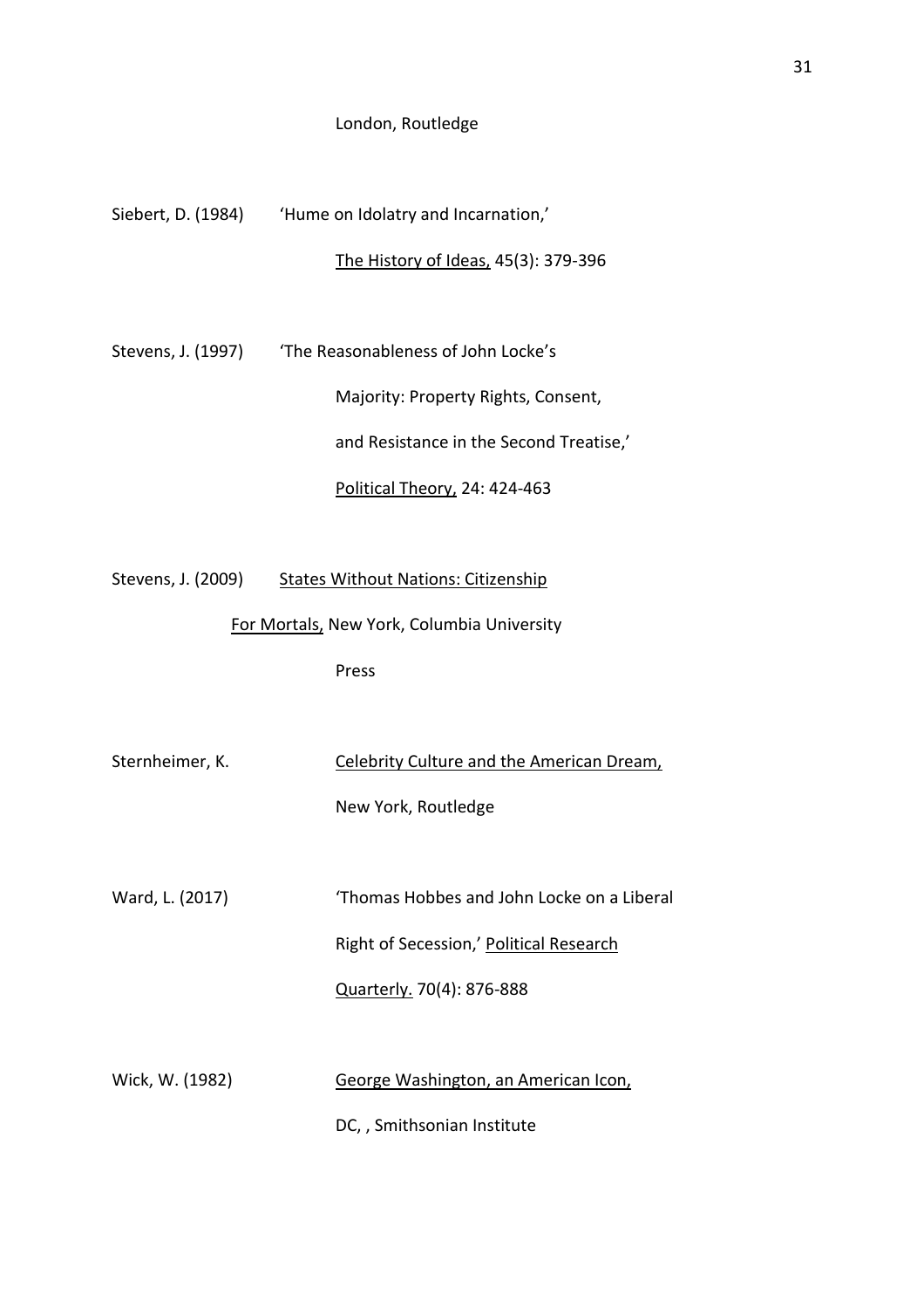London, Routledge

Siebert, D. (1984) 'Hume on Idolatry and Incarnation,' The History of Ideas, 45(3): 379-396

Stevens, J. (1997) 'The Reasonableness of John Locke's Majority: Property Rights, Consent, and Resistance in the Second Treatise,' Political Theory, 24: 424-463

Stevens, J. (2009) States Without Nations: Citizenship For Mortals, New York, Columbia University Press

Sternheimer, K. Celebrity Culture and the American Dream, New York, Routledge

Ward, L. (2017) 'Thomas Hobbes and John Locke on a Liberal Right of Secession,' Political Research Quarterly. 70(4): 876-888

Wick, W. (1982) George Washington, an American Icon, DC, , Smithsonian Institute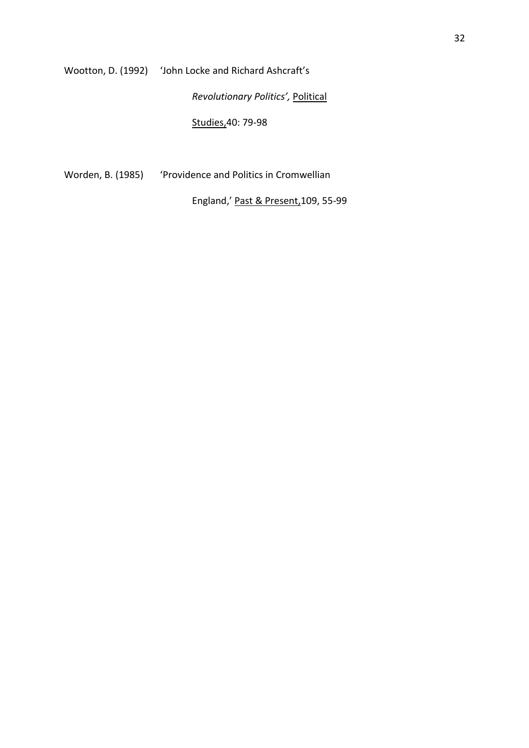Wootton, D. (1992) 'John Locke and Richard Ashcraft's *Revolutionary Politics',* Political Studies,40: 79-98

Worden, B. (1985) 'Providence and Politics in Cromwellian England,' Past & Present,109, 55-99